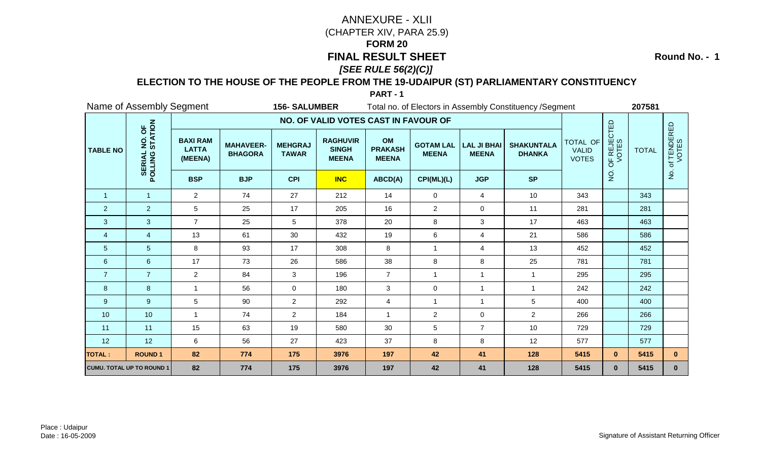# ANNEXURE - XLII

(CHAPTER XIV, PARA 25.9)

**FORM 20**

## FINAL RESULT SHEET

***[SEE RULE 56(2)(C)]***

**Round No. - 1**

### ELECTION TO THE HOUSE OF THE PEOPLE FROM THE 19-UDAIPUR (ST) PARLIAMENTARY CONSTITUENCY

**PART - 1**

Name of Assembly Segment **156- SALUMBER** Total no. of Electors in Assembly Constituency /Segment **207581**

| TABLE NO | SERIAL NO. OF POLLING STATION | NO. OF VALID VOTES CAST IN FAVOUR OF | | | | | | | | TOTAL OF VALID VOTES | NO. OF REJECTED VOTES | TOTAL | No. of TENDERED VOTES |
|---|---|---|---|---|---|---|---|---|---|---|---|---|---|
| | | BAXI RAM LATTA (MEENA) | MAHAVEER-BHAGORA | MEHGRAJ TAWAR | RAGHUVIR SINGH MEENA | OM PRAKASH MEENA | GOTAM LAL MEENA | LAL JI BHAI MEENA | SHAKUNTALA DHANKA | | | | |
| | | BSP | BJP | CPI | INC | ABCD(A) | CPI(ML)(L) | JGP | SP | | | | |
| 1 | 1 | 2 | 74 | 27 | 212 | 14 | 0 | 4 | 10 | 343 | | 343 | |
| 2 | 2 | 5 | 25 | 17 | 205 | 16 | 2 | 0 | 11 | 281 | | 281 | |
| 3 | 3 | 7 | 25 | 5 | 378 | 20 | 8 | 3 | 17 | 463 | | 463 | |
| 4 | 4 | 13 | 61 | 30 | 432 | 19 | 6 | 4 | 21 | 586 | | 586 | |
| 5 | 5 | 8 | 93 | 17 | 308 | 8 | 1 | 4 | 13 | 452 | | 452 | |
| 6 | 6 | 17 | 73 | 26 | 586 | 38 | 8 | 8 | 25 | 781 | | 781 | |
| 7 | 7 | 2 | 84 | 3 | 196 | 7 | 1 | 1 | 1 | 295 | | 295 | |
| 8 | 8 | 1 | 56 | 0 | 180 | 3 | 0 | 1 | 1 | 242 | | 242 | |
| 9 | 9 | 5 | 90 | 2 | 292 | 4 | 1 | 1 | 5 | 400 | | 400 | |
| 10 | 10 | 1 | 74 | 2 | 184 | 1 | 2 | 0 | 2 | 266 | | 266 | |
| 11 | 11 | 15 | 63 | 19 | 580 | 30 | 5 | 7 | 10 | 729 | | 729 | |
| 12 | 12 | 6 | 56 | 27 | 423 | 37 | 8 | 8 | 12 | 577 | | 577 | |
| **TOTAL :** | **ROUND 1** | **82** | **774** | **175** | **3976** | **197** | **42** | **41** | **128** | **5415** | **0** | **5415** | **0** |
| **CUMU. TOTAL UP TO ROUND 1** | | **82** | **774** | **175** | **3976** | **197** | **42** | **41** | **128** | **5415** | **0** | **5415** | **0** |

Place : Udaipur

Date : 16-05-2009

Signature of Assistant Returning Officer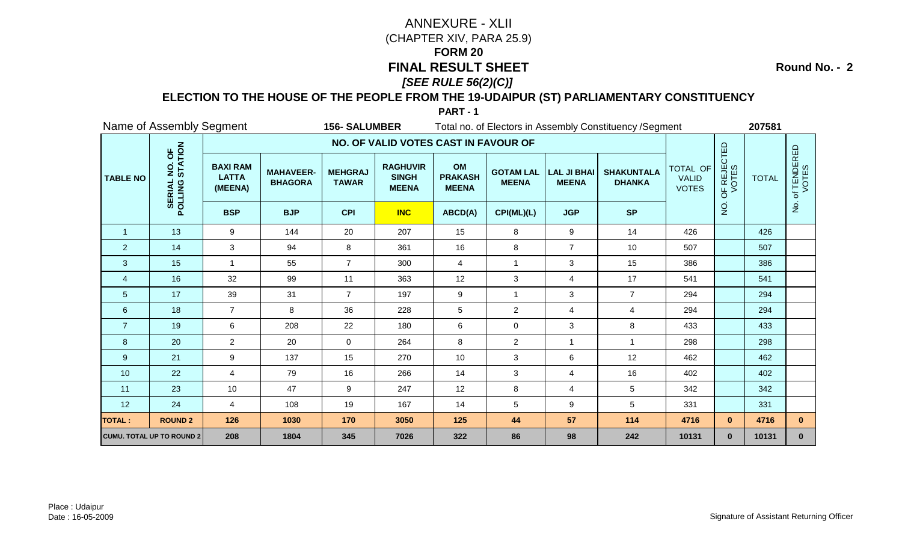# ANNEXURE - XLII

(CHAPTER XIV, PARA 25.9)

**FORM 20**

**FINAL RESULT SHEET**

***[SEE RULE 56(2)(C)]***

**Round No. - 2**

**ELECTION TO THE HOUSE OF THE PEOPLE FROM THE 19-UDAIPUR (ST) PARLIAMENTARY CONSTITUENCY**

**PART - 1**

Name of Assembly Segment **156- SALUMBER** Total no. of Electors in Assembly Constituency /Segment **207581**

| TABLE NO | SERIAL NO. OF POLLING STATION | NO. OF VALID VOTES CAST IN FAVOUR OF | | | | | | | | TOTAL OF VALID VOTES | NO. OF REJECTED VOTES | TOTAL | No. of TENDERED VOTES |
|---|---|---|---|---|---|---|---|---|---|---|---|---|---|
| | | **BAXI RAM LATTA (MEENA)** | **MAHAVEER-BHAGORA** | **MEHGRAJ TAWAR** | **RAGHUVIR SINGH MEENA** | **OM PRAKASH MEENA** | **GOTAM LAL MEENA** | **LAL JI BHAI MEENA** | **SHAKUNTALA DHANKA** | | | | |
| | | **BSP** | **BJP** | **CPI** | **INC** | **ABCD(A)** | **CPI(ML)(L)** | **JGP** | **SP** | | | | |
| 1 | 13 | 9 | 144 | 20 | 207 | 15 | 8 | 9 | 14 | 426 | | 426 | |
| 2 | 14 | 3 | 94 | 8 | 361 | 16 | 8 | 7 | 10 | 507 | | 507 | |
| 3 | 15 | 1 | 55 | 7 | 300 | 4 | 1 | 3 | 15 | 386 | | 386 | |
| 4 | 16 | 32 | 99 | 11 | 363 | 12 | 3 | 4 | 17 | 541 | | 541 | |
| 5 | 17 | 39 | 31 | 7 | 197 | 9 | 1 | 3 | 7 | 294 | | 294 | |
| 6 | 18 | 7 | 8 | 36 | 228 | 5 | 2 | 4 | 4 | 294 | | 294 | |
| 7 | 19 | 6 | 208 | 22 | 180 | 6 | 0 | 3 | 8 | 433 | | 433 | |
| 8 | 20 | 2 | 20 | 0 | 264 | 8 | 2 | 1 | 1 | 298 | | 298 | |
| 9 | 21 | 9 | 137 | 15 | 270 | 10 | 3 | 6 | 12 | 462 | | 462 | |
| 10 | 22 | 4 | 79 | 16 | 266 | 14 | 3 | 4 | 16 | 402 | | 402 | |
| 11 | 23 | 10 | 47 | 9 | 247 | 12 | 8 | 4 | 5 | 342 | | 342 | |
| 12 | 24 | 4 | 108 | 19 | 167 | 14 | 5 | 9 | 5 | 331 | | 331 | |
| **TOTAL :** | **ROUND 2** | **126** | **1030** | **170** | **3050** | **125** | **44** | **57** | **114** | **4716** | **0** | **4716** | **0** |
| **CUMU. TOTAL UP TO ROUND 2** | | **208** | **1804** | **345** | **7026** | **322** | **86** | **98** | **242** | **10131** | **0** | **10131** | **0** |

Place : Udaipur
Date : 16-05-2009

Signature of Assistant Returning Officer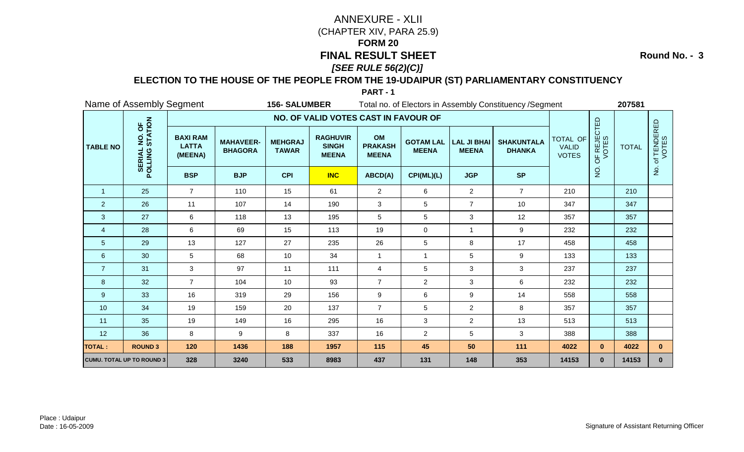# ANNEXURE - XLII

(CHAPTER XIV, PARA 25.9)

## FORM 20

## FINAL RESULT SHEET

***[SEE RULE 56(2)(C)]***

**Round No. - 3**

### ELECTION TO THE HOUSE OF THE PEOPLE FROM THE 19-UDAIPUR (ST) PARLIAMENTARY CONSTITUENCY

**PART - 1**

Name of Assembly Segment **156- SALUMBER** Total no. of Electors in Assembly Constituency /Segment **207581**

| TABLE NO | SERIAL NO. OF POLLING STATION | NO. OF VALID VOTES CAST IN FAVOUR OF | | | | | | | | TOTAL OF VALID VOTES | NO. OF REJECTED VOTES | TOTAL | No. of TENDERED VOTES |
|---|---|---|---|---|---|---|---|---|---|---|---|---|---|
| | | BAXI RAM LATTA (MEENA) | MAHAVEER-BHAGORA | MEHGRAJ TAWAR | RAGHUVIR SINGH MEENA | OM PRAKASH MEENA | GOTAM LAL MEENA | LAL JI BHAI MEENA | SHAKUNTALA DHANKA | | | | |
| | | BSP | BJP | CPI | INC | ABCD(A) | CPI(ML)(L) | JGP | SP | | | | |
| 1 | 25 | 7 | 110 | 15 | 61 | 2 | 6 | 2 | 7 | 210 | | 210 | |
| 2 | 26 | 11 | 107 | 14 | 190 | 3 | 5 | 7 | 10 | 347 | | 347 | |
| 3 | 27 | 6 | 118 | 13 | 195 | 5 | 5 | 3 | 12 | 357 | | 357 | |
| 4 | 28 | 6 | 69 | 15 | 113 | 19 | 0 | 1 | 9 | 232 | | 232 | |
| 5 | 29 | 13 | 127 | 27 | 235 | 26 | 5 | 8 | 17 | 458 | | 458 | |
| 6 | 30 | 5 | 68 | 10 | 34 | 1 | 1 | 5 | 9 | 133 | | 133 | |
| 7 | 31 | 3 | 97 | 11 | 111 | 4 | 5 | 3 | 3 | 237 | | 237 | |
| 8 | 32 | 7 | 104 | 10 | 93 | 7 | 2 | 3 | 6 | 232 | | 232 | |
| 9 | 33 | 16 | 319 | 29 | 156 | 9 | 6 | 9 | 14 | 558 | | 558 | |
| 10 | 34 | 19 | 159 | 20 | 137 | 7 | 5 | 2 | 8 | 357 | | 357 | |
| 11 | 35 | 19 | 149 | 16 | 295 | 16 | 3 | 2 | 13 | 513 | | 513 | |
| 12 | 36 | 8 | 9 | 8 | 337 | 16 | 2 | 5 | 3 | 388 | | 388 | |
| **TOTAL :** | **ROUND 3** | **120** | **1436** | **188** | **1957** | **115** | **45** | **50** | **111** | **4022** | **0** | **4022** | **0** |
| **CUMU. TOTAL UP TO ROUND 3** | | **328** | **3240** | **533** | **8983** | **437** | **131** | **148** | **353** | **14153** | **0** | **14153** | **0** |

Place : Udaipur

Date : 16-05-2009

Signature of Assistant Returning Officer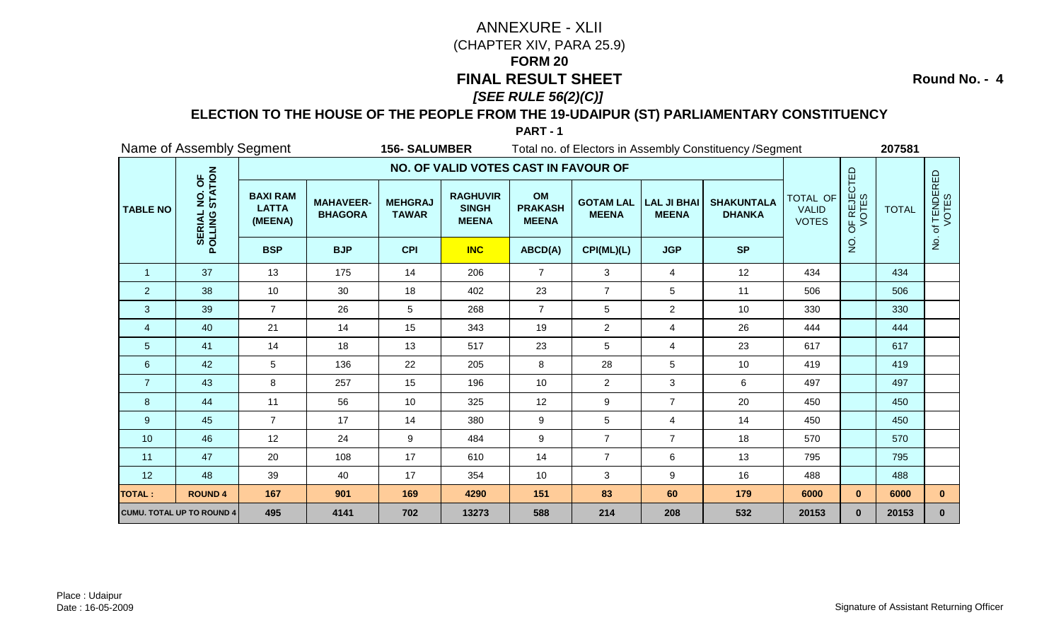# ANNEXURE - XLII

(CHAPTER XIV, PARA 25.9)

**FORM 20**

## FINAL RESULT SHEET

***[SEE RULE 56(2)(C)]***

**Round No. - 4**

### ELECTION TO THE HOUSE OF THE PEOPLE FROM THE 19-UDAIPUR (ST) PARLIAMENTARY CONSTITUENCY

**PART - 1**

Name of Assembly Segment **156- SALUMBER** Total no. of Electors in Assembly Constituency /Segment **207581**

| TABLE NO | SERIAL NO. OF POLLING STATION | NO. OF VALID VOTES CAST IN FAVOUR OF | | | | | | | | TOTAL OF VALID VOTES | NO. OF REJECTED VOTES | TOTAL | No. of TENDERED VOTES |
|---|---|---|---|---|---|---|---|---|---|---|---|---|---|
| | | BAXI RAM LATTA (MEENA) | MAHAVEER-BHAGORA | MEHGRAJ TAWAR | RAGHUVIR SINGH MEENA | OM PRAKASH MEENA | GOTAM LAL MEENA | LAL JI BHAI MEENA | SHAKUNTALA DHANKA | | | | |
| | | BSP | BJP | CPI | INC | ABCD(A) | CPI(ML)(L) | JGP | SP | | | | |
| 1 | 37 | 13 | 175 | 14 | 206 | 7 | 3 | 4 | 12 | 434 | | 434 | |
| 2 | 38 | 10 | 30 | 18 | 402 | 23 | 7 | 5 | 11 | 506 | | 506 | |
| 3 | 39 | 7 | 26 | 5 | 268 | 7 | 5 | 2 | 10 | 330 | | 330 | |
| 4 | 40 | 21 | 14 | 15 | 343 | 19 | 2 | 4 | 26 | 444 | | 444 | |
| 5 | 41 | 14 | 18 | 13 | 517 | 23 | 5 | 4 | 23 | 617 | | 617 | |
| 6 | 42 | 5 | 136 | 22 | 205 | 8 | 28 | 5 | 10 | 419 | | 419 | |
| 7 | 43 | 8 | 257 | 15 | 196 | 10 | 2 | 3 | 6 | 497 | | 497 | |
| 8 | 44 | 11 | 56 | 10 | 325 | 12 | 9 | 7 | 20 | 450 | | 450 | |
| 9 | 45 | 7 | 17 | 14 | 380 | 9 | 5 | 4 | 14 | 450 | | 450 | |
| 10 | 46 | 12 | 24 | 9 | 484 | 9 | 7 | 7 | 18 | 570 | | 570 | |
| 11 | 47 | 20 | 108 | 17 | 610 | 14 | 7 | 6 | 13 | 795 | | 795 | |
| 12 | 48 | 39 | 40 | 17 | 354 | 10 | 3 | 9 | 16 | 488 | | 488 | |
| **TOTAL :** | **ROUND 4** | **167** | **901** | **169** | **4290** | **151** | **83** | **60** | **179** | **6000** | **0** | **6000** | **0** |
| **CUMU. TOTAL UP TO ROUND 4** | | **495** | **4141** | **702** | **13273** | **588** | **214** | **208** | **532** | **20153** | **0** | **20153** | **0** |

Place : Udaipur

Date : 16-05-2009

Signature of Assistant Returning Officer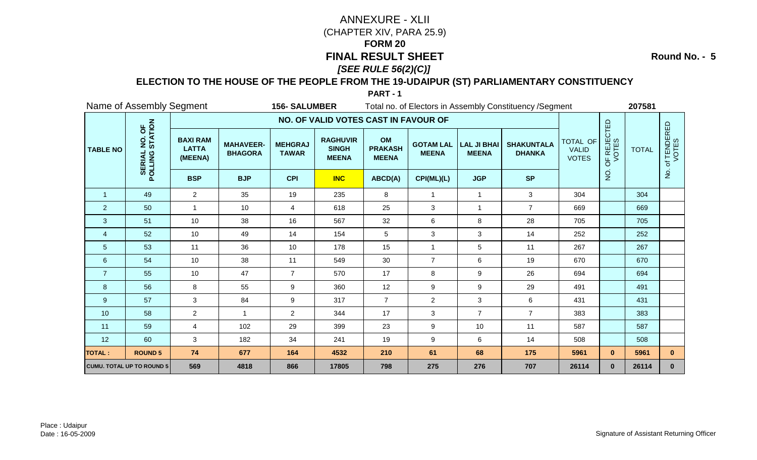# ANNEXURE - XLII

(CHAPTER XIV, PARA 25.9)

**FORM 20**

## FINAL RESULT SHEET

***[SEE RULE 56(2)(C)]***

**Round No. - 5**

### ELECTION TO THE HOUSE OF THE PEOPLE FROM THE 19-UDAIPUR (ST) PARLIAMENTARY CONSTITUENCY

**PART - 1**

Name of Assembly Segment **156- SALUMBER** Total no. of Electors in Assembly Constituency /Segment **207581**

| TABLE NO | SERIAL NO. OF POLLING STATION | NO. OF VALID VOTES CAST IN FAVOUR OF | | | | | | | | TOTAL OF VALID VOTES | NO. OF REJECTED VOTES | TOTAL | No. of TENDERED VOTES |
|---|---|---|---|---|---|---|---|---|---|---|---|---|---|
| | | BAXI RAM LATTA (MEENA) | MAHAVEER-BHAGORA | MEHGRAJ TAWAR | RAGHUVIR SINGH MEENA | OM PRAKASH MEENA | GOTAM LAL MEENA | LAL JI BHAI MEENA | SHAKUNTALA DHANKA | | | | |
| | | BSP | BJP | CPI | INC | ABCD(A) | CPI(ML)(L) | JGP | SP | | | | |
| 1 | 49 | 2 | 35 | 19 | 235 | 8 | 1 | 1 | 3 | 304 | | 304 | |
| 2 | 50 | 1 | 10 | 4 | 618 | 25 | 3 | 1 | 7 | 669 | | 669 | |
| 3 | 51 | 10 | 38 | 16 | 567 | 32 | 6 | 8 | 28 | 705 | | 705 | |
| 4 | 52 | 10 | 49 | 14 | 154 | 5 | 3 | 3 | 14 | 252 | | 252 | |
| 5 | 53 | 11 | 36 | 10 | 178 | 15 | 1 | 5 | 11 | 267 | | 267 | |
| 6 | 54 | 10 | 38 | 11 | 549 | 30 | 7 | 6 | 19 | 670 | | 670 | |
| 7 | 55 | 10 | 47 | 7 | 570 | 17 | 8 | 9 | 26 | 694 | | 694 | |
| 8 | 56 | 8 | 55 | 9 | 360 | 12 | 9 | 9 | 29 | 491 | | 491 | |
| 9 | 57 | 3 | 84 | 9 | 317 | 7 | 2 | 3 | 6 | 431 | | 431 | |
| 10 | 58 | 2 | 1 | 2 | 344 | 17 | 3 | 7 | 7 | 383 | | 383 | |
| 11 | 59 | 4 | 102 | 29 | 399 | 23 | 9 | 10 | 11 | 587 | | 587 | |
| 12 | 60 | 3 | 182 | 34 | 241 | 19 | 9 | 6 | 14 | 508 | | 508 | |
| **TOTAL :** | **ROUND 5** | **74** | **677** | **164** | **4532** | **210** | **61** | **68** | **175** | **5961** | **0** | **5961** | **0** |
| **CUMU. TOTAL UP TO ROUND 5** | | **569** | **4818** | **866** | **17805** | **798** | **275** | **276** | **707** | **26114** | **0** | **26114** | **0** |

Place : Udaipur
Date : 16-05-2009

Signature of Assistant Returning Officer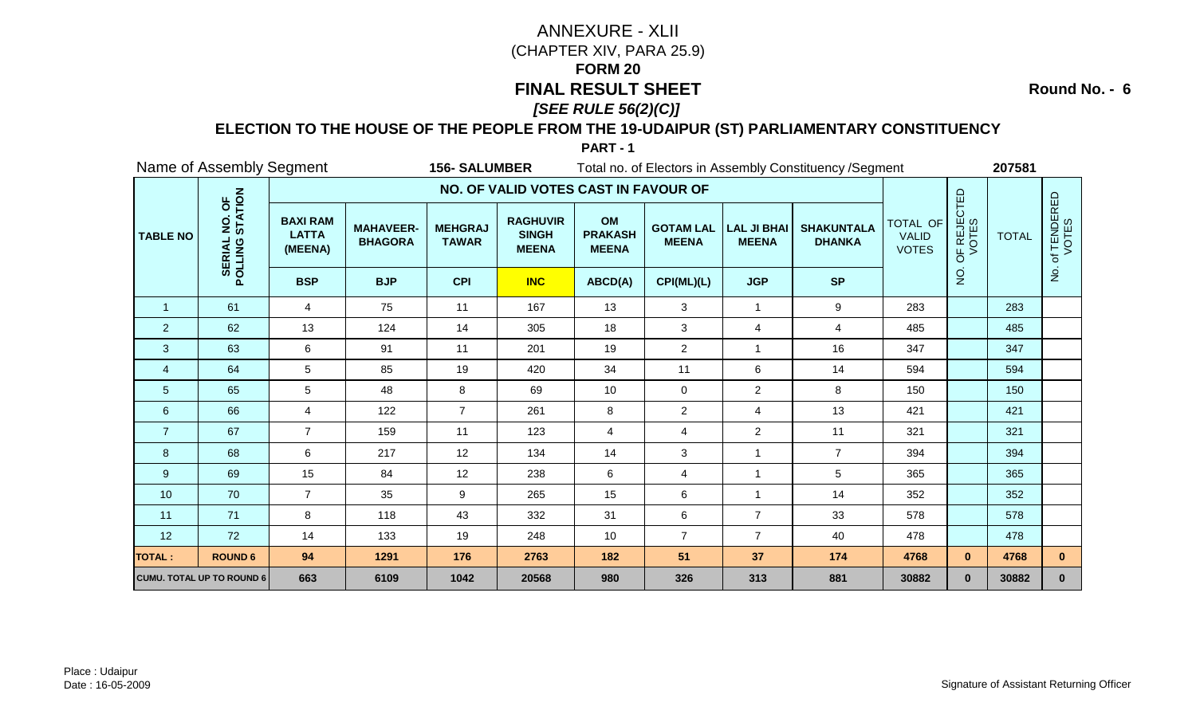# ANNEXURE - XLII

(CHAPTER XIV, PARA 25.9)

**FORM 20**

**FINAL RESULT SHEET**

***[SEE RULE 56(2)(C)]***

**Round No. - 6**

**ELECTION TO THE HOUSE OF THE PEOPLE FROM THE 19-UDAIPUR (ST) PARLIAMENTARY CONSTITUENCY**

**PART - 1**

Name of Assembly Segment **156- SALUMBER** Total no. of Electors in Assembly Constituency /Segment **207581**

| TABLE NO | SERIAL NO. OF POLLING STATION | NO. OF VALID VOTES CAST IN FAVOUR OF | | | | | | | | TOTAL OF VALID VOTES | NO. OF REJECTED VOTES | TOTAL | No. of TENDERED VOTES |
|---|---|---|---|---|---|---|---|---|---|---|---|---|---|
| | | BAXI RAM LATTA (MEENA) | MAHAVEER-BHAGORA | MEHGRAJ TAWAR | RAGHUVIR SINGH MEENA | OM PRAKASH MEENA | GOTAM LAL MEENA | LAL JI BHAI MEENA | SHAKUNTALA DHANKA | | | | |
| | | BSP | BJP | CPI | INC | ABCD(A) | CPI(ML)(L) | JGP | SP | | | | |
| 1 | 61 | 4 | 75 | 11 | 167 | 13 | 3 | 1 | 9 | 283 | | 283 | |
| 2 | 62 | 13 | 124 | 14 | 305 | 18 | 3 | 4 | 4 | 485 | | 485 | |
| 3 | 63 | 6 | 91 | 11 | 201 | 19 | 2 | 1 | 16 | 347 | | 347 | |
| 4 | 64 | 5 | 85 | 19 | 420 | 34 | 11 | 6 | 14 | 594 | | 594 | |
| 5 | 65 | 5 | 48 | 8 | 69 | 10 | 0 | 2 | 8 | 150 | | 150 | |
| 6 | 66 | 4 | 122 | 7 | 261 | 8 | 2 | 4 | 13 | 421 | | 421 | |
| 7 | 67 | 7 | 159 | 11 | 123 | 4 | 4 | 2 | 11 | 321 | | 321 | |
| 8 | 68 | 6 | 217 | 12 | 134 | 14 | 3 | 1 | 7 | 394 | | 394 | |
| 9 | 69 | 15 | 84 | 12 | 238 | 6 | 4 | 1 | 5 | 365 | | 365 | |
| 10 | 70 | 7 | 35 | 9 | 265 | 15 | 6 | 1 | 14 | 352 | | 352 | |
| 11 | 71 | 8 | 118 | 43 | 332 | 31 | 6 | 7 | 33 | 578 | | 578 | |
| 12 | 72 | 14 | 133 | 19 | 248 | 10 | 7 | 7 | 40 | 478 | | 478 | |
| **TOTAL :** | **ROUND 6** | **94** | **1291** | **176** | **2763** | **182** | **51** | **37** | **174** | **4768** | **0** | **4768** | **0** |
| **CUMU. TOTAL UP TO ROUND 6** | | **663** | **6109** | **1042** | **20568** | **980** | **326** | **313** | **881** | **30882** | **0** | **30882** | **0** |

Place : Udaipur
Date : 16-05-2009

Signature of Assistant Returning Officer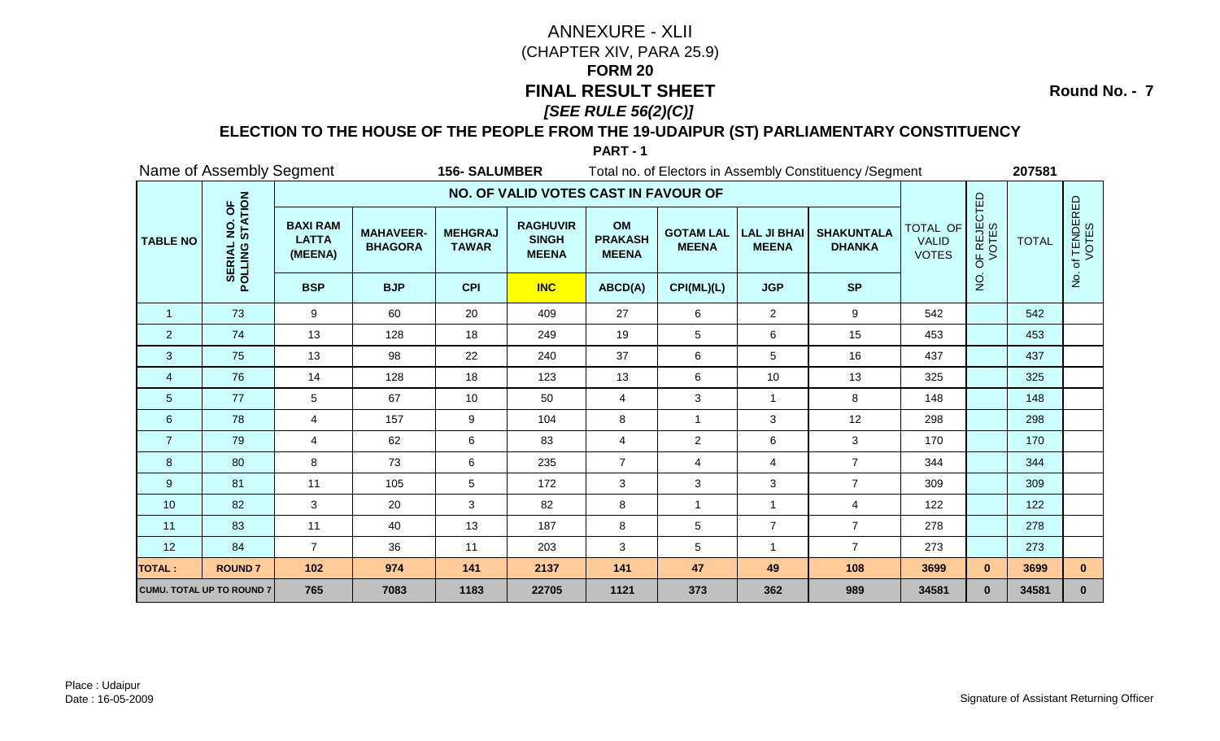# ANNEXURE - XLII

(CHAPTER XIV, PARA 25.9)

**FORM 20**

**FINAL RESULT SHEET**

***[SEE RULE 56(2)(C)]***

**Round No. - 7**

**ELECTION TO THE HOUSE OF THE PEOPLE FROM THE 19-UDAIPUR (ST) PARLIAMENTARY CONSTITUENCY**

**PART - 1**

Name of Assembly Segment **156- SALUMBER** Total no. of Electors in Assembly Constituency /Segment **207581**

| TABLE NO | SERIAL NO. OF POLLING STATION | NO. OF VALID VOTES CAST IN FAVOUR OF | | | | | | | | TOTAL OF VALID VOTES | NO. OF REJECTED VOTES | TOTAL | No. of TENDERED VOTES |
|---|---|---|---|---|---|---|---|---|---|---|---|---|---|
| | | BAXI RAM LATTA (MEENA) | MAHAVEER-BHAGORA | MEHGRAJ TAWAR | RAGHUVIR SINGH MEENA | OM PRAKASH MEENA | GOTAM LAL MEENA | LAL JI BHAI MEENA | SHAKUNTALA DHANKA | | | | |
| | | BSP | BJP | CPI | INC | ABCD(A) | CPI(ML)(L) | JGP | SP | | | | |
| 1 | 73 | 9 | 60 | 20 | 409 | 27 | 6 | 2 | 9 | 542 | | 542 | |
| 2 | 74 | 13 | 128 | 18 | 249 | 19 | 5 | 6 | 15 | 453 | | 453 | |
| 3 | 75 | 13 | 98 | 22 | 240 | 37 | 6 | 5 | 16 | 437 | | 437 | |
| 4 | 76 | 14 | 128 | 18 | 123 | 13 | 6 | 10 | 13 | 325 | | 325 | |
| 5 | 77 | 5 | 67 | 10 | 50 | 4 | 3 | 1 | 8 | 148 | | 148 | |
| 6 | 78 | 4 | 157 | 9 | 104 | 8 | 1 | 3 | 12 | 298 | | 298 | |
| 7 | 79 | 4 | 62 | 6 | 83 | 4 | 2 | 6 | 3 | 170 | | 170 | |
| 8 | 80 | 8 | 73 | 6 | 235 | 7 | 4 | 4 | 7 | 344 | | 344 | |
| 9 | 81 | 11 | 105 | 5 | 172 | 3 | 3 | 3 | 7 | 309 | | 309 | |
| 10 | 82 | 3 | 20 | 3 | 82 | 8 | 1 | 1 | 4 | 122 | | 122 | |
| 11 | 83 | 11 | 40 | 13 | 187 | 8 | 5 | 7 | 7 | 278 | | 278 | |
| 12 | 84 | 7 | 36 | 11 | 203 | 3 | 5 | 1 | 7 | 273 | | 273 | |
| **TOTAL :** | **ROUND 7** | **102** | **974** | **141** | **2137** | **141** | **47** | **49** | **108** | **3699** | **0** | **3699** | **0** |
| **CUMU. TOTAL UP TO ROUND 7** | | **765** | **7083** | **1183** | **22705** | **1121** | **373** | **362** | **989** | **34581** | **0** | **34581** | **0** |

Place : Udaipur
Date : 16-05-2009

Signature of Assistant Returning Officer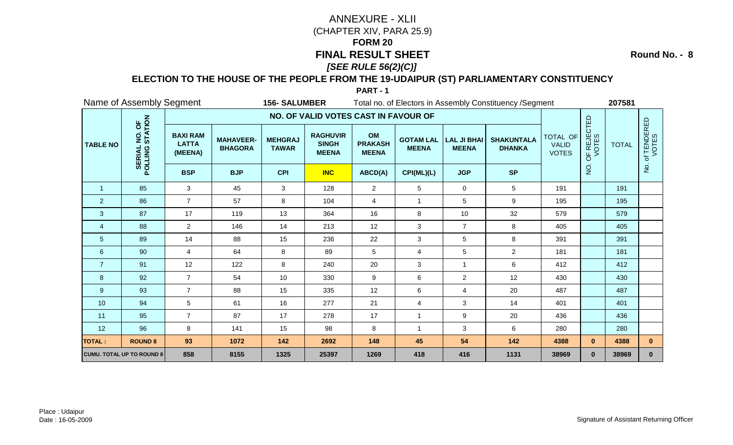# ANNEXURE - XLII

(CHAPTER XIV, PARA 25.9)

**FORM 20**

## FINAL RESULT SHEET

***[SEE RULE 56(2)(C)]***

**Round No. - 8**

### ELECTION TO THE HOUSE OF THE PEOPLE FROM THE 19-UDAIPUR (ST) PARLIAMENTARY CONSTITUENCY

**PART - 1**

Name of Assembly Segment **156- SALUMBER** Total no. of Electors in Assembly Constituency /Segment **207581**

| TABLE NO | SERIAL NO. OF POLLING STATION | NO. OF VALID VOTES CAST IN FAVOUR OF | | | | | | | | TOTAL OF VALID VOTES | NO. OF REJECTED VOTES | TOTAL | No. of TENDERED VOTES |
|---|---|---|---|---|---|---|---|---|---|---|---|---|---|
| | | BAXI RAM LATTA (MEENA) | MAHAVEER-BHAGORA | MEHGRAJ TAWAR | RAGHUVIR SINGH MEENA | OM PRAKASH MEENA | GOTAM LAL MEENA | LAL JI BHAI MEENA | SHAKUNTALA DHANKA | | | | |
| | | BSP | BJP | CPI | INC | ABCD(A) | CPI(ML)(L) | JGP | SP | | | | |
| 1 | 85 | 3 | 45 | 3 | 128 | 2 | 5 | 0 | 5 | 191 | | 191 | |
| 2 | 86 | 7 | 57 | 8 | 104 | 4 | 1 | 5 | 9 | 195 | | 195 | |
| 3 | 87 | 17 | 119 | 13 | 364 | 16 | 8 | 10 | 32 | 579 | | 579 | |
| 4 | 88 | 2 | 146 | 14 | 213 | 12 | 3 | 7 | 8 | 405 | | 405 | |
| 5 | 89 | 14 | 88 | 15 | 236 | 22 | 3 | 5 | 8 | 391 | | 391 | |
| 6 | 90 | 4 | 64 | 8 | 89 | 5 | 4 | 5 | 2 | 181 | | 181 | |
| 7 | 91 | 12 | 122 | 8 | 240 | 20 | 3 | 1 | 6 | 412 | | 412 | |
| 8 | 92 | 7 | 54 | 10 | 330 | 9 | 6 | 2 | 12 | 430 | | 430 | |
| 9 | 93 | 7 | 88 | 15 | 335 | 12 | 6 | 4 | 20 | 487 | | 487 | |
| 10 | 94 | 5 | 61 | 16 | 277 | 21 | 4 | 3 | 14 | 401 | | 401 | |
| 11 | 95 | 7 | 87 | 17 | 278 | 17 | 1 | 9 | 20 | 436 | | 436 | |
| 12 | 96 | 8 | 141 | 15 | 98 | 8 | 1 | 3 | 6 | 280 | | 280 | |
| **TOTAL :** | **ROUND 8** | **93** | **1072** | **142** | **2692** | **148** | **45** | **54** | **142** | **4388** | **0** | **4388** | **0** |
| **CUMU. TOTAL UP TO ROUND 8** | | **858** | **8155** | **1325** | **25397** | **1269** | **418** | **416** | **1131** | **38969** | **0** | **38969** | **0** |

Place : Udaipur
Date : 16-05-2009

Signature of Assistant Returning Officer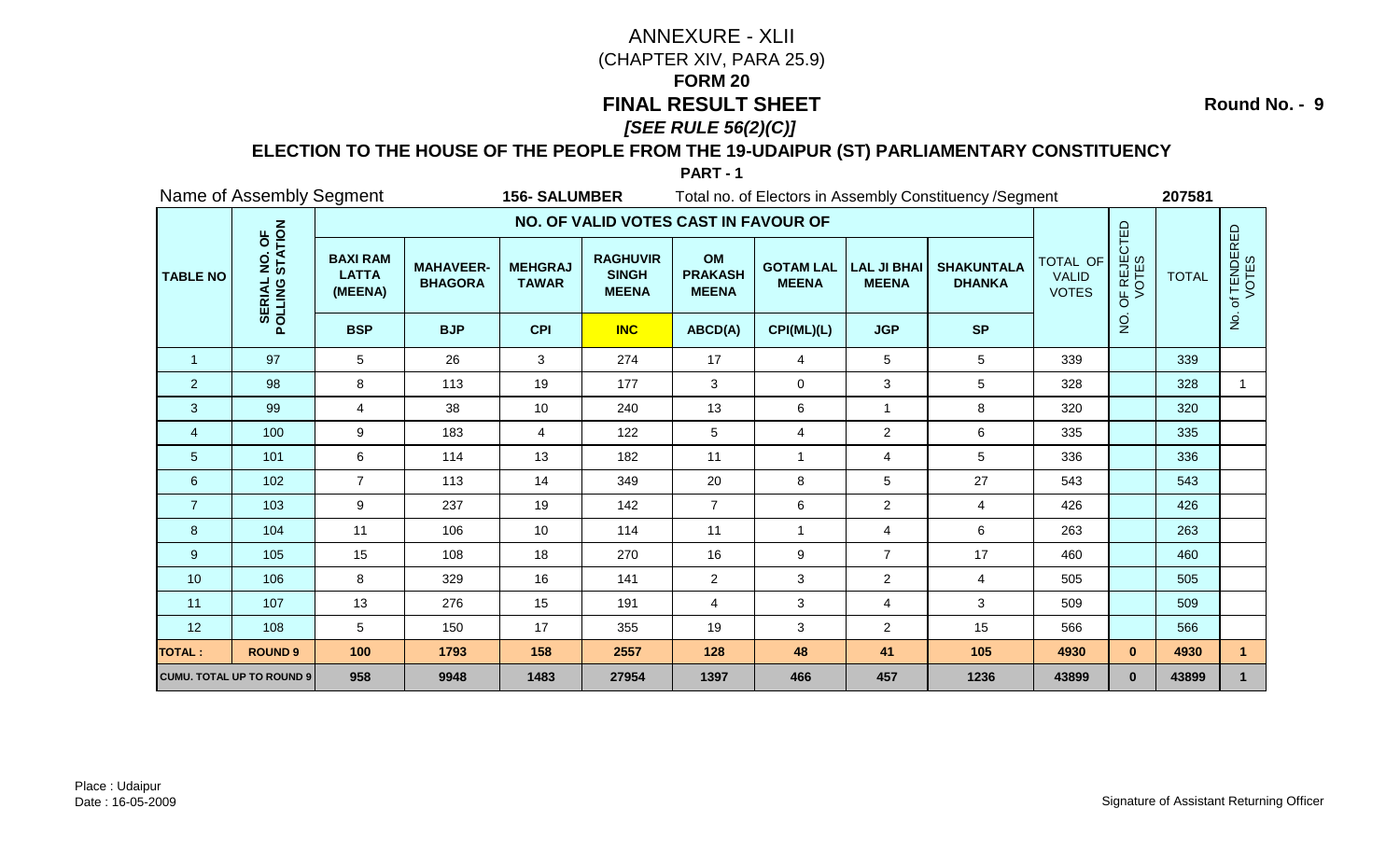# ANNEXURE - XLII

(CHAPTER XIV, PARA 25.9)

**FORM 20**

## FINAL RESULT SHEET

***[SEE RULE 56(2)(C)]***

**Round No. - 9**

### ELECTION TO THE HOUSE OF THE PEOPLE FROM THE 19-UDAIPUR (ST) PARLIAMENTARY CONSTITUENCY

**PART - 1**

Name of Assembly Segment **156- SALUMBER** Total no. of Electors in Assembly Constituency /Segment **207581**

| TABLE NO | SERIAL NO. OF POLLING STATION | NO. OF VALID VOTES CAST IN FAVOUR OF | | | | | | | | TOTAL OF VALID VOTES | NO. OF REJECTED VOTES | TOTAL | No. of TENDERED VOTES |
|---|---|---|---|---|---|---|---|---|---|---|---|---|---|
| | | BAXI RAM LATTA (MEENA) | MAHAVEER-BHAGORA | MEHGRAJ TAWAR | RAGHUVIR SINGH MEENA | OM PRAKASH MEENA | GOTAM LAL MEENA | LAL JI BHAI MEENA | SHAKUNTALA DHANKA | | | | |
| | | BSP | BJP | CPI | INC | ABCD(A) | CPI(ML)(L) | JGP | SP | | | | |
| 1 | 97 | 5 | 26 | 3 | 274 | 17 | 4 | 5 | 5 | 339 | | 339 | |
| 2 | 98 | 8 | 113 | 19 | 177 | 3 | 0 | 3 | 5 | 328 | | 328 | 1 |
| 3 | 99 | 4 | 38 | 10 | 240 | 13 | 6 | 1 | 8 | 320 | | 320 | |
| 4 | 100 | 9 | 183 | 4 | 122 | 5 | 4 | 2 | 6 | 335 | | 335 | |
| 5 | 101 | 6 | 114 | 13 | 182 | 11 | 1 | 4 | 5 | 336 | | 336 | |
| 6 | 102 | 7 | 113 | 14 | 349 | 20 | 8 | 5 | 27 | 543 | | 543 | |
| 7 | 103 | 9 | 237 | 19 | 142 | 7 | 6 | 2 | 4 | 426 | | 426 | |
| 8 | 104 | 11 | 106 | 10 | 114 | 11 | 1 | 4 | 6 | 263 | | 263 | |
| 9 | 105 | 15 | 108 | 18 | 270 | 16 | 9 | 7 | 17 | 460 | | 460 | |
| 10 | 106 | 8 | 329 | 16 | 141 | 2 | 3 | 2 | 4 | 505 | | 505 | |
| 11 | 107 | 13 | 276 | 15 | 191 | 4 | 3 | 4 | 3 | 509 | | 509 | |
| 12 | 108 | 5 | 150 | 17 | 355 | 19 | 3 | 2 | 15 | 566 | | 566 | |
| **TOTAL :** | **ROUND 9** | **100** | **1793** | **158** | **2557** | **128** | **48** | **41** | **105** | **4930** | **0** | **4930** | **1** |
| **CUMU. TOTAL UP TO ROUND 9** | | **958** | **9948** | **1483** | **27954** | **1397** | **466** | **457** | **1236** | **43899** | **0** | **43899** | **1** |

Place : Udaipur
Date : 16-05-2009

Signature of Assistant Returning Officer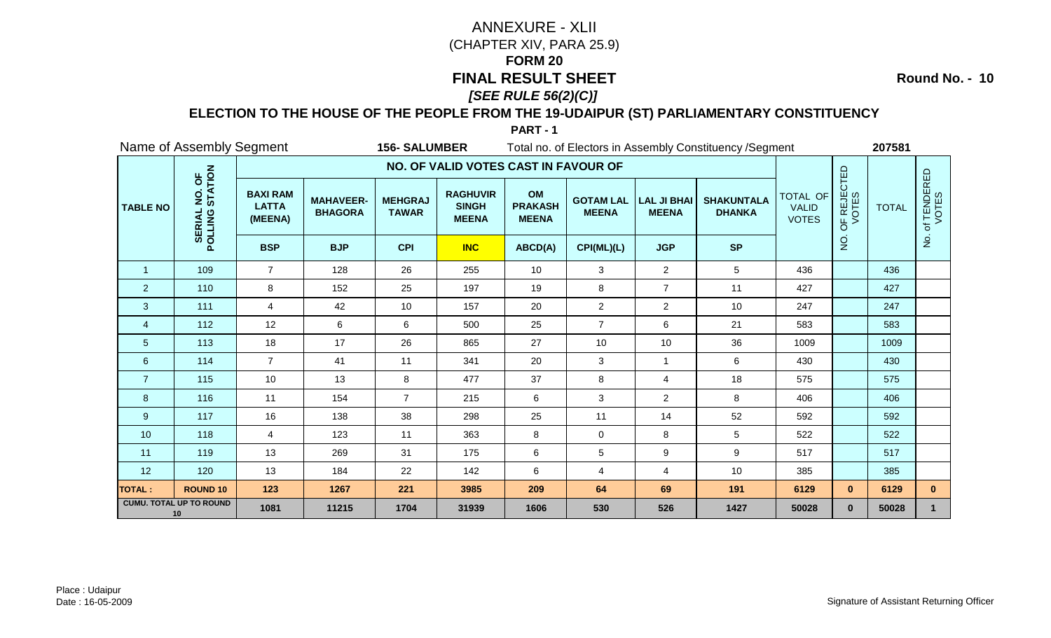# ANNEXURE - XLII

(CHAPTER XIV, PARA 25.9)

**FORM 20**

## FINAL RESULT SHEET

***[SEE RULE 56(2)(C)]***

**Round No. - 10**

### ELECTION TO THE HOUSE OF THE PEOPLE FROM THE 19-UDAIPUR (ST) PARLIAMENTARY CONSTITUENCY

**PART - 1**

Name of Assembly Segment **156- SALUMBER** Total no. of Electors in Assembly Constituency /Segment **207581**

| TABLE NO | SERIAL NO. OF POLLING STATION | NO. OF VALID VOTES CAST IN FAVOUR OF | | | | | | | | TOTAL OF VALID VOTES | NO. OF REJECTED VOTES | TOTAL | No. of TENDERED VOTES |
|---|---|---|---|---|---|---|---|---|---|---|---|---|---|
| | | BAXI RAM LATTA (MEENA) | MAHAVEER-BHAGORA | MEHGRAJ TAWAR | RAGHUVIR SINGH MEENA | OM PRAKASH MEENA | GOTAM LAL MEENA | LAL JI BHAI MEENA | SHAKUNTALA DHANKA | | | | |
| | | BSP | BJP | CPI | INC | ABCD(A) | CPI(ML)(L) | JGP | SP | | | | |
| 1 | 109 | 7 | 128 | 26 | 255 | 10 | 3 | 2 | 5 | 436 | | 436 | |
| 2 | 110 | 8 | 152 | 25 | 197 | 19 | 8 | 7 | 11 | 427 | | 427 | |
| 3 | 111 | 4 | 42 | 10 | 157 | 20 | 2 | 2 | 10 | 247 | | 247 | |
| 4 | 112 | 12 | 6 | 6 | 500 | 25 | 7 | 6 | 21 | 583 | | 583 | |
| 5 | 113 | 18 | 17 | 26 | 865 | 27 | 10 | 10 | 36 | 1009 | | 1009 | |
| 6 | 114 | 7 | 41 | 11 | 341 | 20 | 3 | 1 | 6 | 430 | | 430 | |
| 7 | 115 | 10 | 13 | 8 | 477 | 37 | 8 | 4 | 18 | 575 | | 575 | |
| 8 | 116 | 11 | 154 | 7 | 215 | 6 | 3 | 2 | 8 | 406 | | 406 | |
| 9 | 117 | 16 | 138 | 38 | 298 | 25 | 11 | 14 | 52 | 592 | | 592 | |
| 10 | 118 | 4 | 123 | 11 | 363 | 8 | 0 | 8 | 5 | 522 | | 522 | |
| 11 | 119 | 13 | 269 | 31 | 175 | 6 | 5 | 9 | 9 | 517 | | 517 | |
| 12 | 120 | 13 | 184 | 22 | 142 | 6 | 4 | 4 | 10 | 385 | | 385 | |
| **TOTAL :** | **ROUND 10** | **123** | **1267** | **221** | **3985** | **209** | **64** | **69** | **191** | **6129** | **0** | **6129** | **0** |
| **CUMU. TOTAL UP TO ROUND 10** | | **1081** | **11215** | **1704** | **31939** | **1606** | **530** | **526** | **1427** | **50028** | **0** | **50028** | **1** |

Place : Udaipur
Date : 16-05-2009

Signature of Assistant Returning Officer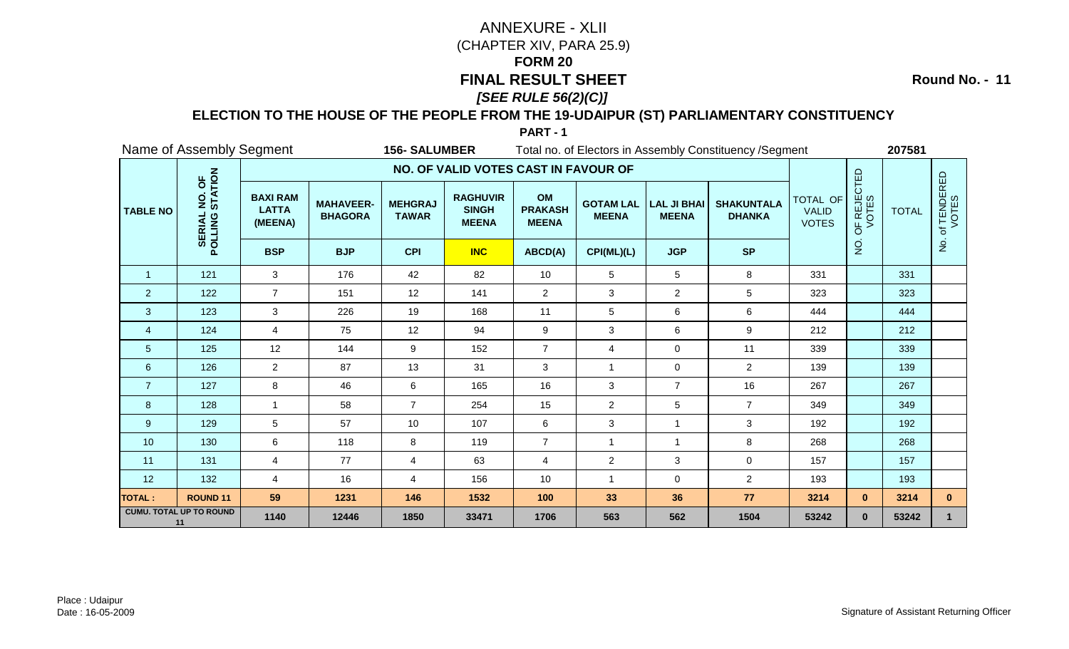# ANNEXURE - XLII

(CHAPTER XIV, PARA 25.9)

## FORM 20

## FINAL RESULT SHEET

***[SEE RULE 56(2)(C)]***

**Round No. - 11**

### ELECTION TO THE HOUSE OF THE PEOPLE FROM THE 19-UDAIPUR (ST) PARLIAMENTARY CONSTITUENCY

**PART - 1**

Name of Assembly Segment **156- SALUMBER** Total no. of Electors in Assembly Constituency /Segment **207581**

| TABLE NO | SERIAL NO. OF POLLING STATION | NO. OF VALID VOTES CAST IN FAVOUR OF | | | | | | | | TOTAL OF VALID VOTES | NO. OF REJECTED VOTES | TOTAL | No. of TENDERED VOTES |
|---|---|---|---|---|---|---|---|---|---|---|---|---|---|
| | | BAXI RAM LATTA (MEENA) | MAHAVEER-BHAGORA | MEHGRAJ TAWAR | RAGHUVIR SINGH MEENA | OM PRAKASH MEENA | GOTAM LAL MEENA | LAL JI BHAI MEENA | SHAKUNTALA DHANKA | | | | |
| | | BSP | BJP | CPI | INC | ABCD(A) | CPI(ML)(L) | JGP | SP | | | | |
| 1 | 121 | 3 | 176 | 42 | 82 | 10 | 5 | 5 | 8 | 331 | | 331 | |
| 2 | 122 | 7 | 151 | 12 | 141 | 2 | 3 | 2 | 5 | 323 | | 323 | |
| 3 | 123 | 3 | 226 | 19 | 168 | 11 | 5 | 6 | 6 | 444 | | 444 | |
| 4 | 124 | 4 | 75 | 12 | 94 | 9 | 3 | 6 | 9 | 212 | | 212 | |
| 5 | 125 | 12 | 144 | 9 | 152 | 7 | 4 | 0 | 11 | 339 | | 339 | |
| 6 | 126 | 2 | 87 | 13 | 31 | 3 | 1 | 0 | 2 | 139 | | 139 | |
| 7 | 127 | 8 | 46 | 6 | 165 | 16 | 3 | 7 | 16 | 267 | | 267 | |
| 8 | 128 | 1 | 58 | 7 | 254 | 15 | 2 | 5 | 7 | 349 | | 349 | |
| 9 | 129 | 5 | 57 | 10 | 107 | 6 | 3 | 1 | 3 | 192 | | 192 | |
| 10 | 130 | 6 | 118 | 8 | 119 | 7 | 1 | 1 | 8 | 268 | | 268 | |
| 11 | 131 | 4 | 77 | 4 | 63 | 4 | 2 | 3 | 0 | 157 | | 157 | |
| 12 | 132 | 4 | 16 | 4 | 156 | 10 | 1 | 0 | 2 | 193 | | 193 | |
| **TOTAL :** | **ROUND 11** | **59** | **1231** | **146** | **1532** | **100** | **33** | **36** | **77** | **3214** | **0** | **3214** | **0** |
| **CUMU. TOTAL UP TO ROUND 11** | | **1140** | **12446** | **1850** | **33471** | **1706** | **563** | **562** | **1504** | **53242** | **0** | **53242** | **1** |

Place : Udaipur
Date : 16-05-2009

Signature of Assistant Returning Officer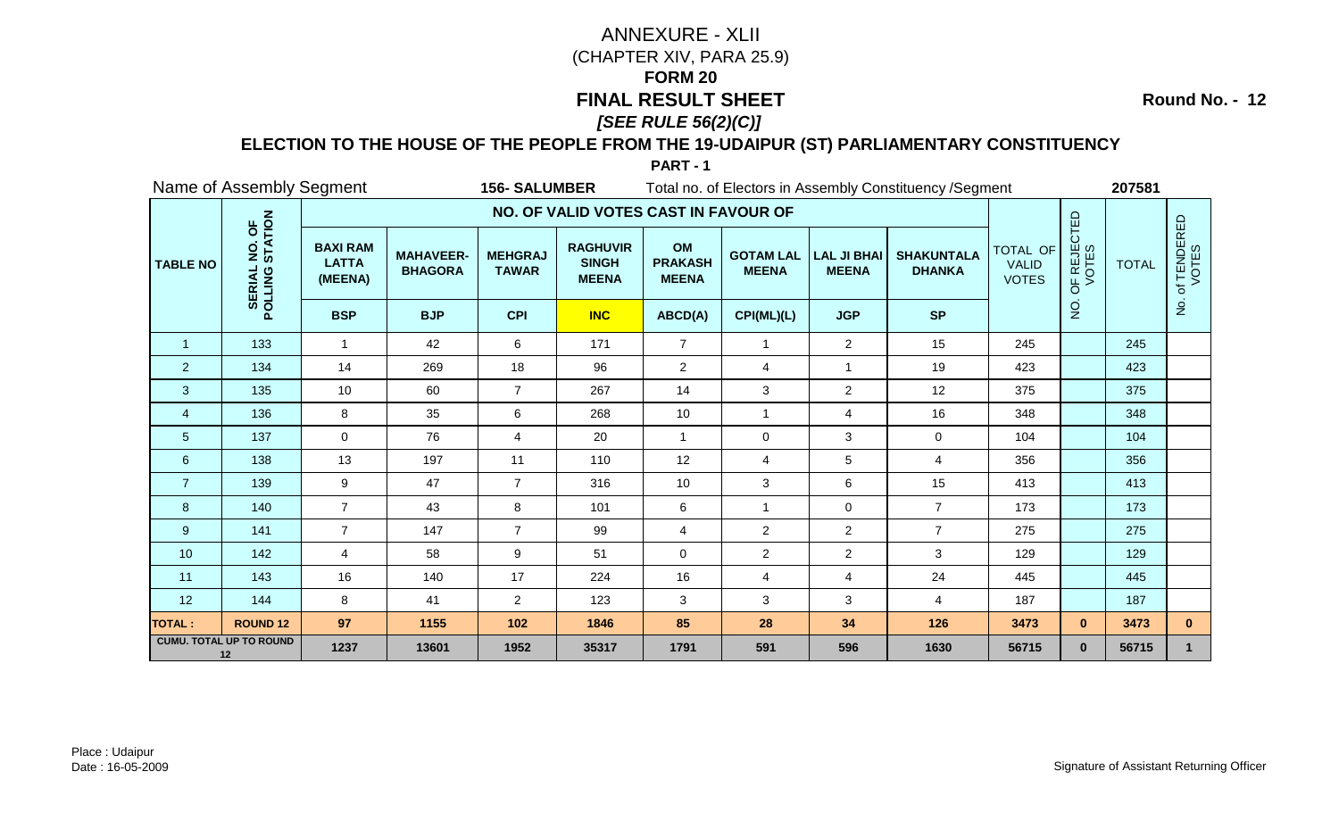# ANNEXURE - XLII

(CHAPTER XIV, PARA 25.9)

**FORM 20**

**FINAL RESULT SHEET**

***[SEE RULE 56(2)(C)]***

**Round No. - 12**

**ELECTION TO THE HOUSE OF THE PEOPLE FROM THE 19-UDAIPUR (ST) PARLIAMENTARY CONSTITUENCY**

**PART - 1**

Name of Assembly Segment **156- SALUMBER** Total no. of Electors in Assembly Constituency /Segment **207581**

| TABLE NO | SERIAL NO. OF POLLING STATION | NO. OF VALID VOTES CAST IN FAVOUR OF | | | | | | | | TOTAL OF VALID VOTES | NO. OF REJECTED VOTES | TOTAL | No. of TENDERED VOTES |
|---|---|---|---|---|---|---|---|---|---|---|---|---|---|
| | | **BAXI RAM LATTA (MEENA)** | **MAHAVEER-BHAGORA** | **MEHGRAJ TAWAR** | **RAGHUVIR SINGH MEENA** | **OM PRAKASH MEENA** | **GOTAM LAL MEENA** | **LAL JI BHAI MEENA** | **SHAKUNTALA DHANKA** | | | | |
| | | **BSP** | **BJP** | **CPI** | **INC** | **ABCD(A)** | **CPI(ML)(L)** | **JGP** | **SP** | | | | |
| 1 | 133 | 1 | 42 | 6 | 171 | 7 | 1 | 2 | 15 | 245 | | 245 | |
| 2 | 134 | 14 | 269 | 18 | 96 | 2 | 4 | 1 | 19 | 423 | | 423 | |
| 3 | 135 | 10 | 60 | 7 | 267 | 14 | 3 | 2 | 12 | 375 | | 375 | |
| 4 | 136 | 8 | 35 | 6 | 268 | 10 | 1 | 4 | 16 | 348 | | 348 | |
| 5 | 137 | 0 | 76 | 4 | 20 | 1 | 0 | 3 | 0 | 104 | | 104 | |
| 6 | 138 | 13 | 197 | 11 | 110 | 12 | 4 | 5 | 4 | 356 | | 356 | |
| 7 | 139 | 9 | 47 | 7 | 316 | 10 | 3 | 6 | 15 | 413 | | 413 | |
| 8 | 140 | 7 | 43 | 8 | 101 | 6 | 1 | 0 | 7 | 173 | | 173 | |
| 9 | 141 | 7 | 147 | 7 | 99 | 4 | 2 | 2 | 7 | 275 | | 275 | |
| 10 | 142 | 4 | 58 | 9 | 51 | 0 | 2 | 2 | 3 | 129 | | 129 | |
| 11 | 143 | 16 | 140 | 17 | 224 | 16 | 4 | 4 | 24 | 445 | | 445 | |
| 12 | 144 | 8 | 41 | 2 | 123 | 3 | 3 | 3 | 4 | 187 | | 187 | |
| **TOTAL :** | **ROUND 12** | **97** | **1155** | **102** | **1846** | **85** | **28** | **34** | **126** | **3473** | **0** | **3473** | **0** |
| **CUMU. TOTAL UP TO ROUND 12** | | **1237** | **13601** | **1952** | **35317** | **1791** | **591** | **596** | **1630** | **56715** | **0** | **56715** | **1** |

Place : Udaipur
Date : 16-05-2009

Signature of Assistant Returning Officer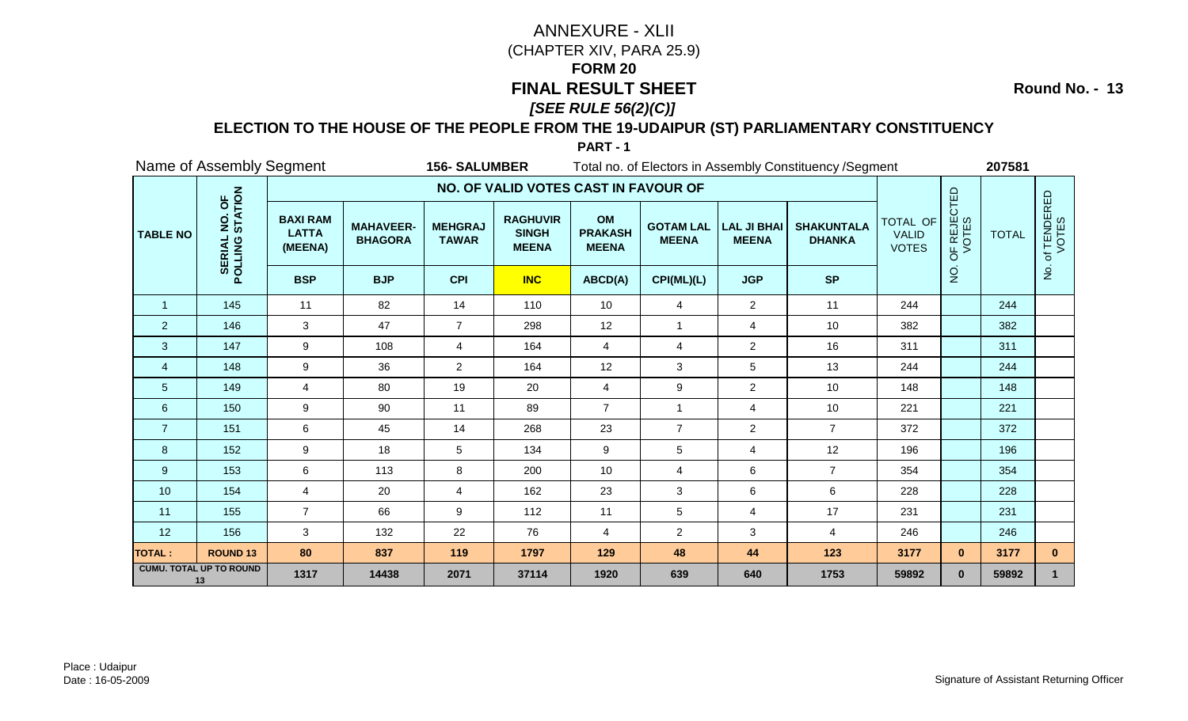# ANNEXURE - XLII

(CHAPTER XIV, PARA 25.9)

**FORM 20**

**FINAL RESULT SHEET**

***[SEE RULE 56(2)(C)]***

**Round No. - 13**

**ELECTION TO THE HOUSE OF THE PEOPLE FROM THE 19-UDAIPUR (ST) PARLIAMENTARY CONSTITUENCY**

**PART - 1**

Name of Assembly Segment **156- SALUMBER** Total no. of Electors in Assembly Constituency /Segment **207581**

| TABLE NO | SERIAL NO. OF POLLING STATION | NO. OF VALID VOTES CAST IN FAVOUR OF | | | | | | | | TOTAL OF VALID VOTES | NO. OF REJECTED VOTES | TOTAL | No. of TENDERED VOTES |
|---|---|---|---|---|---|---|---|---|---|---|---|---|---|
| | | BAXI RAM LATTA (MEENA) | MAHAVEER-BHAGORA | MEHGRAJ TAWAR | RAGHUVIR SINGH MEENA | OM PRAKASH MEENA | GOTAM LAL MEENA | LAL JI BHAI MEENA | SHAKUNTALA DHANKA | | | | |
| | | BSP | BJP | CPI | INC | ABCD(A) | CPI(ML)(L) | JGP | SP | | | | |
| 1 | 145 | 11 | 82 | 14 | 110 | 10 | 4 | 2 | 11 | 244 | | 244 | |
| 2 | 146 | 3 | 47 | 7 | 298 | 12 | 1 | 4 | 10 | 382 | | 382 | |
| 3 | 147 | 9 | 108 | 4 | 164 | 4 | 4 | 2 | 16 | 311 | | 311 | |
| 4 | 148 | 9 | 36 | 2 | 164 | 12 | 3 | 5 | 13 | 244 | | 244 | |
| 5 | 149 | 4 | 80 | 19 | 20 | 4 | 9 | 2 | 10 | 148 | | 148 | |
| 6 | 150 | 9 | 90 | 11 | 89 | 7 | 1 | 4 | 10 | 221 | | 221 | |
| 7 | 151 | 6 | 45 | 14 | 268 | 23 | 7 | 2 | 7 | 372 | | 372 | |
| 8 | 152 | 9 | 18 | 5 | 134 | 9 | 5 | 4 | 12 | 196 | | 196 | |
| 9 | 153 | 6 | 113 | 8 | 200 | 10 | 4 | 6 | 7 | 354 | | 354 | |
| 10 | 154 | 4 | 20 | 4 | 162 | 23 | 3 | 6 | 6 | 228 | | 228 | |
| 11 | 155 | 7 | 66 | 9 | 112 | 11 | 5 | 4 | 17 | 231 | | 231 | |
| 12 | 156 | 3 | 132 | 22 | 76 | 4 | 2 | 3 | 4 | 246 | | 246 | |
| **TOTAL :** | **ROUND 13** | **80** | **837** | **119** | **1797** | **129** | **48** | **44** | **123** | **3177** | **0** | **3177** | **0** |
| **CUMU. TOTAL UP TO ROUND 13** | | **1317** | **14438** | **2071** | **37114** | **1920** | **639** | **640** | **1753** | **59892** | **0** | **59892** | **1** |

Place : Udaipur
Date : 16-05-2009

Signature of Assistant Returning Officer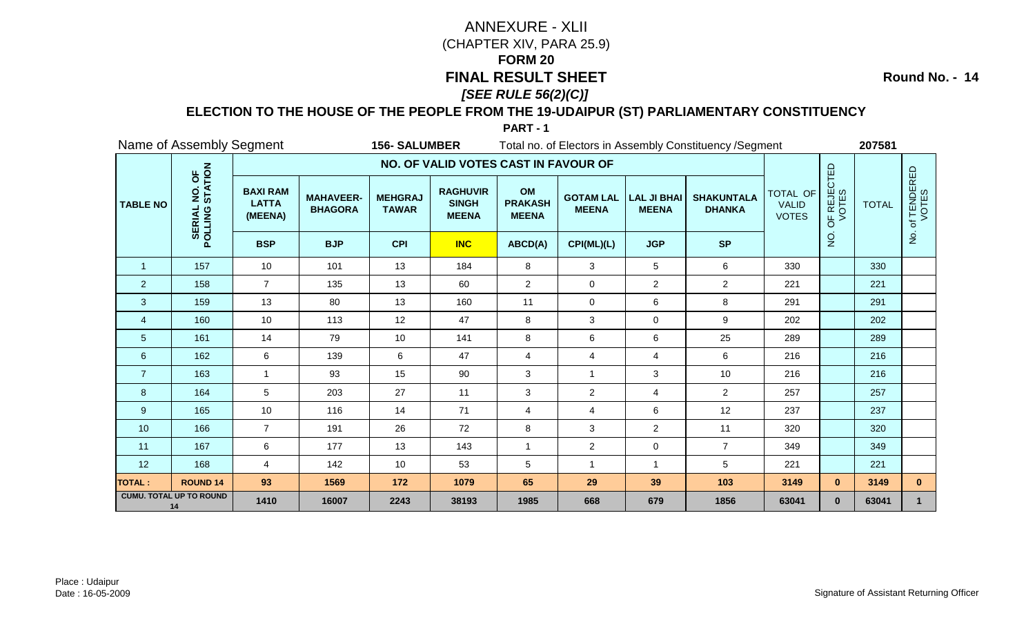# ANNEXURE - XLII

(CHAPTER XIV, PARA 25.9)

**FORM 20**

**FINAL RESULT SHEET**

***[SEE RULE 56(2)(C)]***

**Round No. - 14**

**ELECTION TO THE HOUSE OF THE PEOPLE FROM THE 19-UDAIPUR (ST) PARLIAMENTARY CONSTITUENCY**

**PART - 1**

Name of Assembly Segment **156- SALUMBER** Total no. of Electors in Assembly Constituency /Segment **207581**

| TABLE NO | SERIAL NO. OF POLLING STATION | NO. OF VALID VOTES CAST IN FAVOUR OF | | | | | | | | TOTAL OF VALID VOTES | NO. OF REJECTED VOTES | TOTAL | No. of TENDERED VOTES |
|---|---|---|---|---|---|---|---|---|---|---|---|---|---|
| | | BAXI RAM LATTA (MEENA) | MAHAVEER-BHAGORA | MEHGRAJ TAWAR | RAGHUVIR SINGH MEENA | OM PRAKASH MEENA | GOTAM LAL MEENA | LAL JI BHAI MEENA | SHAKUNTALA DHANKA | | | | |
| | | BSP | BJP | CPI | INC | ABCD(A) | CPI(ML)(L) | JGP | SP | | | | |
| 1 | 157 | 10 | 101 | 13 | 184 | 8 | 3 | 5 | 6 | 330 | | 330 | |
| 2 | 158 | 7 | 135 | 13 | 60 | 2 | 0 | 2 | 2 | 221 | | 221 | |
| 3 | 159 | 13 | 80 | 13 | 160 | 11 | 0 | 6 | 8 | 291 | | 291 | |
| 4 | 160 | 10 | 113 | 12 | 47 | 8 | 3 | 0 | 9 | 202 | | 202 | |
| 5 | 161 | 14 | 79 | 10 | 141 | 8 | 6 | 6 | 25 | 289 | | 289 | |
| 6 | 162 | 6 | 139 | 6 | 47 | 4 | 4 | 4 | 6 | 216 | | 216 | |
| 7 | 163 | 1 | 93 | 15 | 90 | 3 | 1 | 3 | 10 | 216 | | 216 | |
| 8 | 164 | 5 | 203 | 27 | 11 | 3 | 2 | 4 | 2 | 257 | | 257 | |
| 9 | 165 | 10 | 116 | 14 | 71 | 4 | 4 | 6 | 12 | 237 | | 237 | |
| 10 | 166 | 7 | 191 | 26 | 72 | 8 | 3 | 2 | 11 | 320 | | 320 | |
| 11 | 167 | 6 | 177 | 13 | 143 | 1 | 2 | 0 | 7 | 349 | | 349 | |
| 12 | 168 | 4 | 142 | 10 | 53 | 5 | 1 | 1 | 5 | 221 | | 221 | |
| **TOTAL :** | **ROUND 14** | **93** | **1569** | **172** | **1079** | **65** | **29** | **39** | **103** | **3149** | **0** | **3149** | **0** |
| **CUMU. TOTAL UP TO ROUND 14** | | **1410** | **16007** | **2243** | **38193** | **1985** | **668** | **679** | **1856** | **63041** | **0** | **63041** | **1** |

Place : Udaipur
Date : 16-05-2009

Signature of Assistant Returning Officer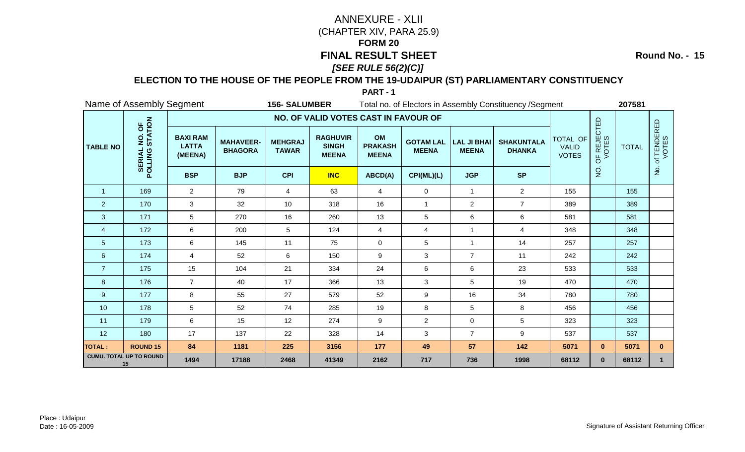# ANNEXURE - XLII

(CHAPTER XIV, PARA 25.9)

**FORM 20**

## FINAL RESULT SHEET

***[SEE RULE 56(2)(C)]***

**Round No. - 15**

### ELECTION TO THE HOUSE OF THE PEOPLE FROM THE 19-UDAIPUR (ST) PARLIAMENTARY CONSTITUENCY

**PART - 1**

Name of Assembly Segment **156- SALUMBER** Total no. of Electors in Assembly Constituency /Segment **207581**

| TABLE NO | SERIAL NO. OF POLLING STATION | NO. OF VALID VOTES CAST IN FAVOUR OF | | | | | | | | TOTAL OF VALID VOTES | NO. OF REJECTED VOTES | TOTAL | No. of TENDERED VOTES |
|---|---|---|---|---|---|---|---|---|---|---|---|---|---|
| | | BAXI RAM LATTA (MEENA) | MAHAVEER-BHAGORA | MEHGRAJ TAWAR | RAGHUVIR SINGH MEENA | OM PRAKASH MEENA | GOTAM LAL MEENA | LAL JI BHAI MEENA | SHAKUNTALA DHANKA | | | | |
| | | BSP | BJP | CPI | INC | ABCD(A) | CPI(ML)(L) | JGP | SP | | | | |
| 1 | 169 | 2 | 79 | 4 | 63 | 4 | 0 | 1 | 2 | 155 | | 155 | |
| 2 | 170 | 3 | 32 | 10 | 318 | 16 | 1 | 2 | 7 | 389 | | 389 | |
| 3 | 171 | 5 | 270 | 16 | 260 | 13 | 5 | 6 | 6 | 581 | | 581 | |
| 4 | 172 | 6 | 200 | 5 | 124 | 4 | 4 | 1 | 4 | 348 | | 348 | |
| 5 | 173 | 6 | 145 | 11 | 75 | 0 | 5 | 1 | 14 | 257 | | 257 | |
| 6 | 174 | 4 | 52 | 6 | 150 | 9 | 3 | 7 | 11 | 242 | | 242 | |
| 7 | 175 | 15 | 104 | 21 | 334 | 24 | 6 | 6 | 23 | 533 | | 533 | |
| 8 | 176 | 7 | 40 | 17 | 366 | 13 | 3 | 5 | 19 | 470 | | 470 | |
| 9 | 177 | 8 | 55 | 27 | 579 | 52 | 9 | 16 | 34 | 780 | | 780 | |
| 10 | 178 | 5 | 52 | 74 | 285 | 19 | 8 | 5 | 8 | 456 | | 456 | |
| 11 | 179 | 6 | 15 | 12 | 274 | 9 | 2 | 0 | 5 | 323 | | 323 | |
| 12 | 180 | 17 | 137 | 22 | 328 | 14 | 3 | 7 | 9 | 537 | | 537 | |
| **TOTAL :** | **ROUND 15** | **84** | **1181** | **225** | **3156** | **177** | **49** | **57** | **142** | **5071** | **0** | **5071** | **0** |
| **CUMU. TOTAL UP TO ROUND 15** | | **1494** | **17188** | **2468** | **41349** | **2162** | **717** | **736** | **1998** | **68112** | **0** | **68112** | **1** |

Place : Udaipur
Date : 16-05-2009

Signature of Assistant Returning Officer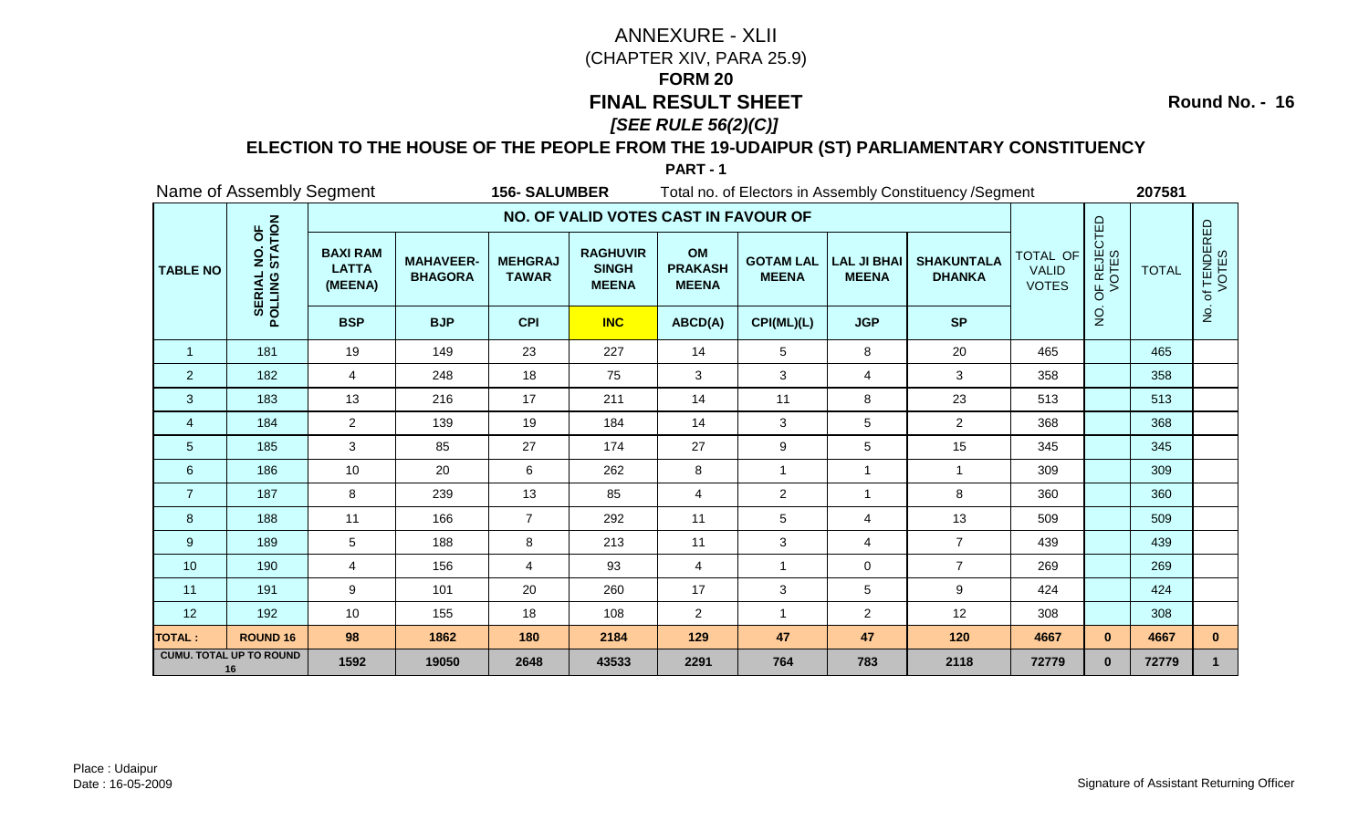# ANNEXURE - XLII

(CHAPTER XIV, PARA 25.9)

**FORM 20**

## FINAL RESULT SHEET

***[SEE RULE 56(2)(C)]***

**Round No. - 16**

### ELECTION TO THE HOUSE OF THE PEOPLE FROM THE 19-UDAIPUR (ST) PARLIAMENTARY CONSTITUENCY

**PART - 1**

Name of Assembly Segment **156- SALUMBER** Total no. of Electors in Assembly Constituency /Segment **207581**

| TABLE NO | SERIAL NO. OF POLLING STATION | NO. OF VALID VOTES CAST IN FAVOUR OF | | | | | | | | TOTAL OF VALID VOTES | NO. OF REJECTED VOTES | TOTAL | No. of TENDERED VOTES |
|---|---|---|---|---|---|---|---|---|---|---|---|---|---|
| | | BAXI RAM LATTA (MEENA) | MAHAVEER-BHAGORA | MEHGRAJ TAWAR | RAGHUVIR SINGH MEENA | OM PRAKASH MEENA | GOTAM LAL MEENA | LAL JI BHAI MEENA | SHAKUNTALA DHANKA | | | | |
| | | BSP | BJP | CPI | INC | ABCD(A) | CPI(ML)(L) | JGP | SP | | | | |
| 1 | 181 | 19 | 149 | 23 | 227 | 14 | 5 | 8 | 20 | 465 | | 465 | |
| 2 | 182 | 4 | 248 | 18 | 75 | 3 | 3 | 4 | 3 | 358 | | 358 | |
| 3 | 183 | 13 | 216 | 17 | 211 | 14 | 11 | 8 | 23 | 513 | | 513 | |
| 4 | 184 | 2 | 139 | 19 | 184 | 14 | 3 | 5 | 2 | 368 | | 368 | |
| 5 | 185 | 3 | 85 | 27 | 174 | 27 | 9 | 5 | 15 | 345 | | 345 | |
| 6 | 186 | 10 | 20 | 6 | 262 | 8 | 1 | 1 | 1 | 309 | | 309 | |
| 7 | 187 | 8 | 239 | 13 | 85 | 4 | 2 | 1 | 8 | 360 | | 360 | |
| 8 | 188 | 11 | 166 | 7 | 292 | 11 | 5 | 4 | 13 | 509 | | 509 | |
| 9 | 189 | 5 | 188 | 8 | 213 | 11 | 3 | 4 | 7 | 439 | | 439 | |
| 10 | 190 | 4 | 156 | 4 | 93 | 4 | 1 | 0 | 7 | 269 | | 269 | |
| 11 | 191 | 9 | 101 | 20 | 260 | 17 | 3 | 5 | 9 | 424 | | 424 | |
| 12 | 192 | 10 | 155 | 18 | 108 | 2 | 1 | 2 | 12 | 308 | | 308 | |
| **TOTAL :** | **ROUND 16** | **98** | **1862** | **180** | **2184** | **129** | **47** | **47** | **120** | **4667** | **0** | **4667** | **0** |
| **CUMU. TOTAL UP TO ROUND 16** | | **1592** | **19050** | **2648** | **43533** | **2291** | **764** | **783** | **2118** | **72779** | **0** | **72779** | **1** |

Place : Udaipur

Date : 16-05-2009

Signature of Assistant Returning Officer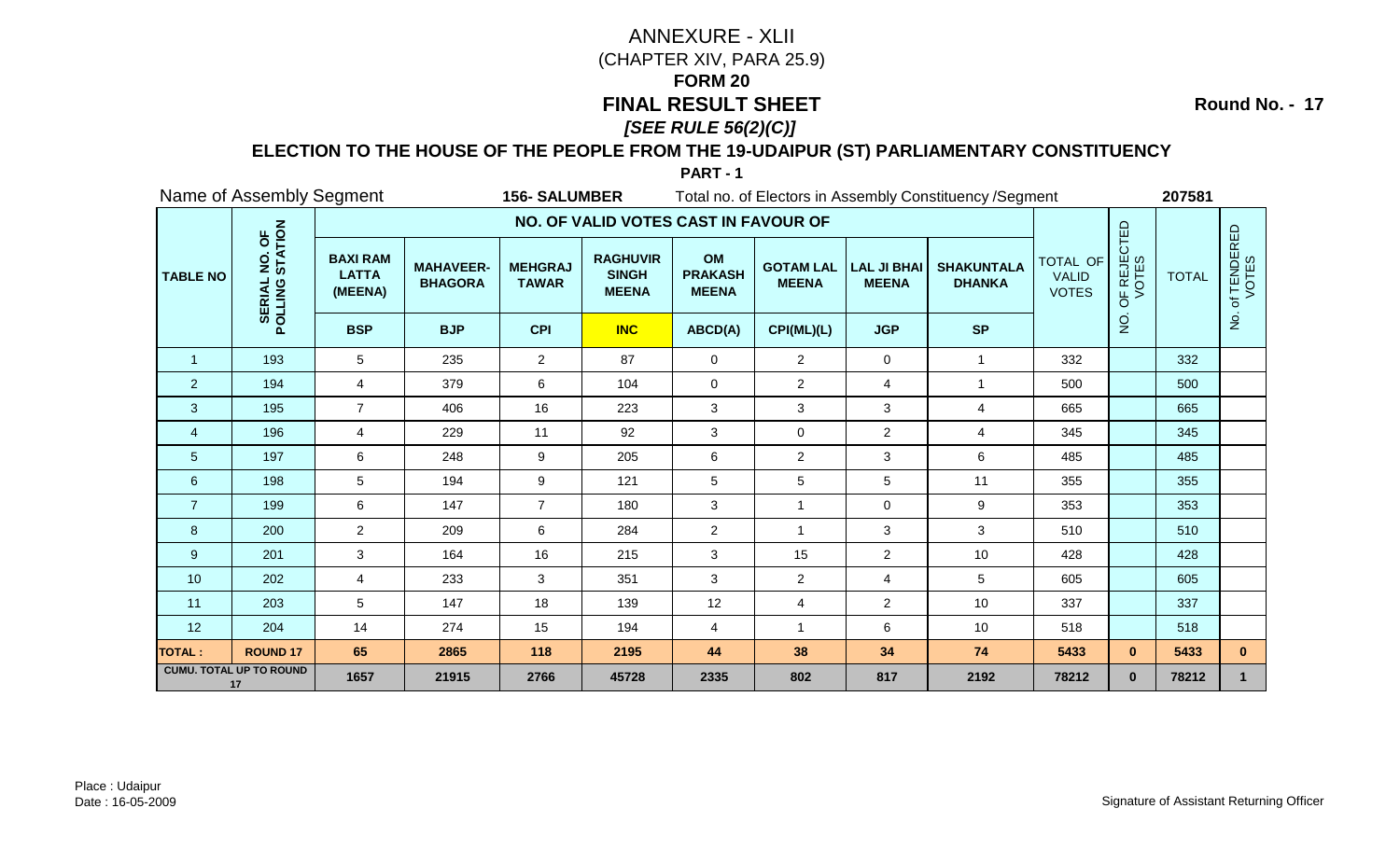# ANNEXURE - XLII

(CHAPTER XIV, PARA 25.9)

## FORM 20

## FINAL RESULT SHEET

***[SEE RULE 56(2)(C)]***

**Round No. - 17**

### ELECTION TO THE HOUSE OF THE PEOPLE FROM THE 19-UDAIPUR (ST) PARLIAMENTARY CONSTITUENCY

**PART - 1**

Name of Assembly Segment **156- SALUMBER** Total no. of Electors in Assembly Constituency /Segment **207581**

| TABLE NO | SERIAL NO. OF POLLING STATION | NO. OF VALID VOTES CAST IN FAVOUR OF | | | | | | | | TOTAL OF VALID VOTES | NO. OF REJECTED VOTES | TOTAL | No. of TENDERED VOTES |
|---|---|---|---|---|---|---|---|---|---|---|---|---|---|
| | | BAXI RAM LATTA (MEENA) | MAHAVEER-BHAGORA | MEHGRAJ TAWAR | RAGHUVIR SINGH MEENA | OM PRAKASH MEENA | GOTAM LAL MEENA | LAL JI BHAI MEENA | SHAKUNTALA DHANKA | | | | |
| | | BSP | BJP | CPI | INC | ABCD(A) | CPI(ML)(L) | JGP | SP | | | | |
| 1 | 193 | 5 | 235 | 2 | 87 | 0 | 2 | 0 | 1 | 332 | | 332 | |
| 2 | 194 | 4 | 379 | 6 | 104 | 0 | 2 | 4 | 1 | 500 | | 500 | |
| 3 | 195 | 7 | 406 | 16 | 223 | 3 | 3 | 3 | 4 | 665 | | 665 | |
| 4 | 196 | 4 | 229 | 11 | 92 | 3 | 0 | 2 | 4 | 345 | | 345 | |
| 5 | 197 | 6 | 248 | 9 | 205 | 6 | 2 | 3 | 6 | 485 | | 485 | |
| 6 | 198 | 5 | 194 | 9 | 121 | 5 | 5 | 5 | 11 | 355 | | 355 | |
| 7 | 199 | 6 | 147 | 7 | 180 | 3 | 1 | 0 | 9 | 353 | | 353 | |
| 8 | 200 | 2 | 209 | 6 | 284 | 2 | 1 | 3 | 3 | 510 | | 510 | |
| 9 | 201 | 3 | 164 | 16 | 215 | 3 | 15 | 2 | 10 | 428 | | 428 | |
| 10 | 202 | 4 | 233 | 3 | 351 | 3 | 2 | 4 | 5 | 605 | | 605 | |
| 11 | 203 | 5 | 147 | 18 | 139 | 12 | 4 | 2 | 10 | 337 | | 337 | |
| 12 | 204 | 14 | 274 | 15 | 194 | 4 | 1 | 6 | 10 | 518 | | 518 | |
| **TOTAL :** | **ROUND 17** | **65** | **2865** | **118** | **2195** | **44** | **38** | **34** | **74** | **5433** | **0** | **5433** | **0** |
| **CUMU. TOTAL UP TO ROUND 17** | | **1657** | **21915** | **2766** | **45728** | **2335** | **802** | **817** | **2192** | **78212** | **0** | **78212** | **1** |

Place : Udaipur

Date : 16-05-2009

Signature of Assistant Returning Officer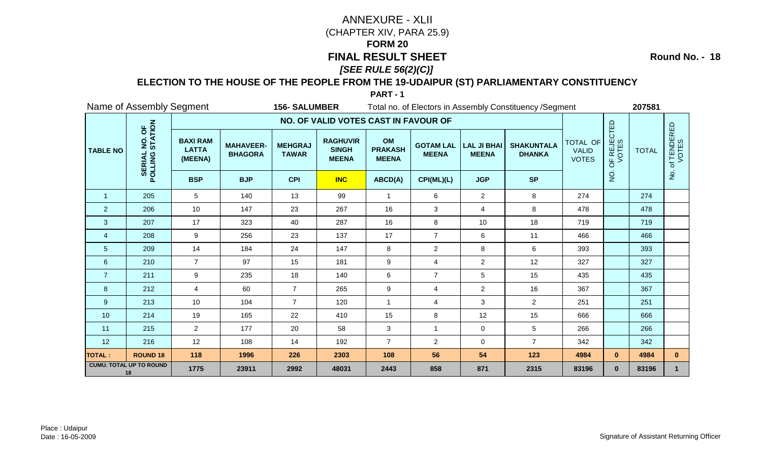# ANNEXURE - XLII

(CHAPTER XIV, PARA 25.9)

**FORM 20**

**FINAL RESULT SHEET**

***[SEE RULE 56(2)(C)]***

**Round No. - 18**

**ELECTION TO THE HOUSE OF THE PEOPLE FROM THE 19-UDAIPUR (ST) PARLIAMENTARY CONSTITUENCY**

**PART - 1**

Name of Assembly Segment **156- SALUMBER** Total no. of Electors in Assembly Constituency /Segment **207581**

| TABLE NO | SERIAL NO. OF POLLING STATION | NO. OF VALID VOTES CAST IN FAVOUR OF | | | | | | | | TOTAL OF VALID VOTES | NO. OF REJECTED VOTES | TOTAL | No. of TENDERED VOTES |
|---|---|---|---|---|---|---|---|---|---|---|---|---|---|
| | | BAXI RAM LATTA (MEENA) | MAHAVEER-BHAGORA | MEHGRAJ TAWAR | RAGHUVIR SINGH MEENA | OM PRAKASH MEENA | GOTAM LAL MEENA | LAL JI BHAI MEENA | SHAKUNTALA DHANKA | | | | |
| | | BSP | BJP | CPI | INC | ABCD(A) | CPI(ML)(L) | JGP | SP | | | | |
| 1 | 205 | 5 | 140 | 13 | 99 | 1 | 6 | 2 | 8 | 274 | | 274 | |
| 2 | 206 | 10 | 147 | 23 | 267 | 16 | 3 | 4 | 8 | 478 | | 478 | |
| 3 | 207 | 17 | 323 | 40 | 287 | 16 | 8 | 10 | 18 | 719 | | 719 | |
| 4 | 208 | 9 | 256 | 23 | 137 | 17 | 7 | 6 | 11 | 466 | | 466 | |
| 5 | 209 | 14 | 184 | 24 | 147 | 8 | 2 | 8 | 6 | 393 | | 393 | |
| 6 | 210 | 7 | 97 | 15 | 181 | 9 | 4 | 2 | 12 | 327 | | 327 | |
| 7 | 211 | 9 | 235 | 18 | 140 | 6 | 7 | 5 | 15 | 435 | | 435 | |
| 8 | 212 | 4 | 60 | 7 | 265 | 9 | 4 | 2 | 16 | 367 | | 367 | |
| 9 | 213 | 10 | 104 | 7 | 120 | 1 | 4 | 3 | 2 | 251 | | 251 | |
| 10 | 214 | 19 | 165 | 22 | 410 | 15 | 8 | 12 | 15 | 666 | | 666 | |
| 11 | 215 | 2 | 177 | 20 | 58 | 3 | 1 | 0 | 5 | 266 | | 266 | |
| 12 | 216 | 12 | 108 | 14 | 192 | 7 | 2 | 0 | 7 | 342 | | 342 | |
| **TOTAL :** | **ROUND 18** | **118** | **1996** | **226** | **2303** | **108** | **56** | **54** | **123** | **4984** | **0** | **4984** | **0** |
| **CUMU. TOTAL UP TO ROUND 18** | | **1775** | **23911** | **2992** | **48031** | **2443** | **858** | **871** | **2315** | **83196** | **0** | **83196** | **1** |

Place : Udaipur

Date : 16-05-2009

Signature of Assistant Returning Officer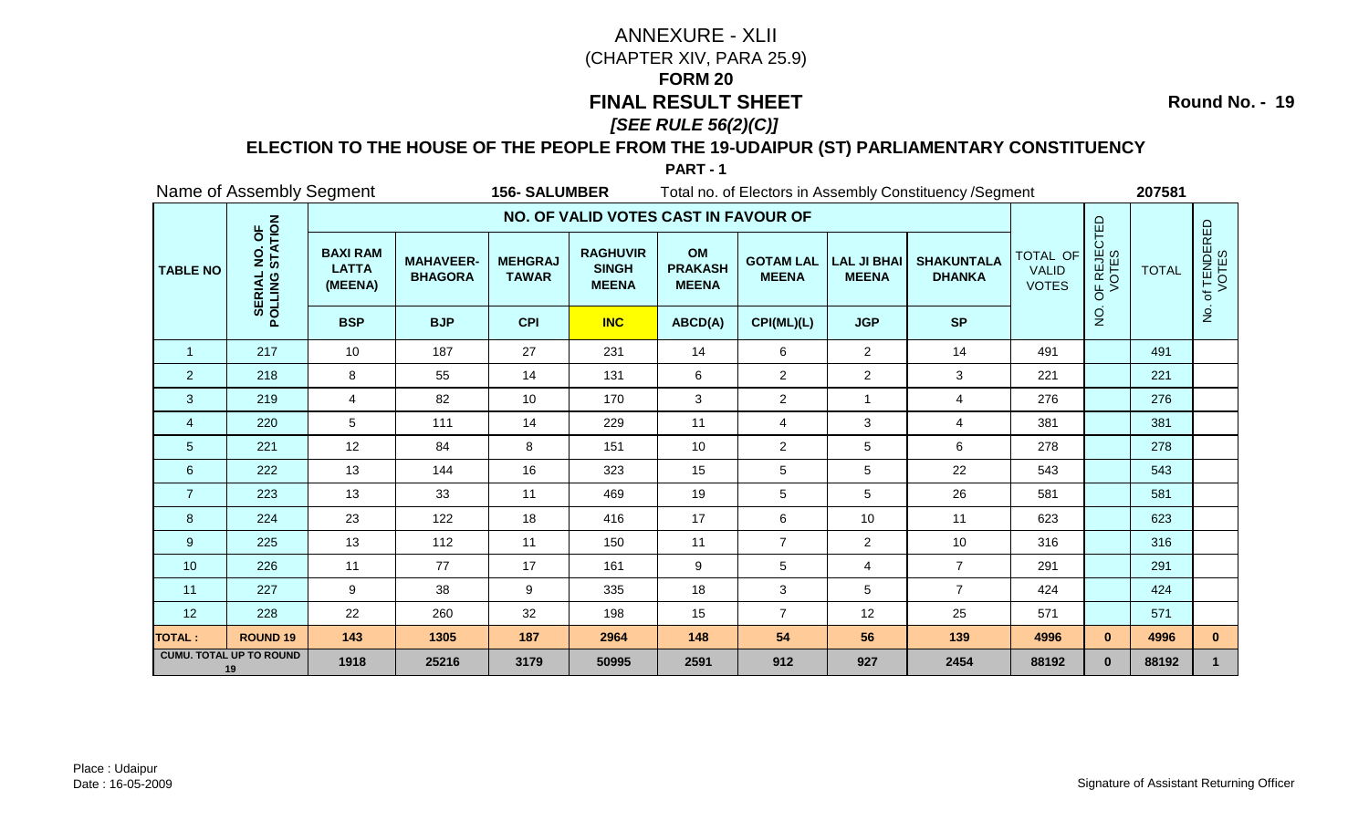# ANNEXURE - XLII

(CHAPTER XIV, PARA 25.9)

**FORM 20**

## FINAL RESULT SHEET

***[SEE RULE 56(2)(C)]***

**Round No. - 19**

### ELECTION TO THE HOUSE OF THE PEOPLE FROM THE 19-UDAIPUR (ST) PARLIAMENTARY CONSTITUENCY

**PART - 1**

Name of Assembly Segment **156- SALUMBER** Total no. of Electors in Assembly Constituency /Segment **207581**

| TABLE NO | SERIAL NO. OF POLLING STATION | NO. OF VALID VOTES CAST IN FAVOUR OF | | | | | | | | TOTAL OF VALID VOTES | NO. OF REJECTED VOTES | TOTAL | No. of TENDERED VOTES |
|---|---|---|---|---|---|---|---|---|---|---|---|---|---|
| | | BAXI RAM LATTA (MEENA) | MAHAVEER-BHAGORA | MEHGRAJ TAWAR | RAGHUVIR SINGH MEENA | OM PRAKASH MEENA | GOTAM LAL MEENA | LAL JI BHAI MEENA | SHAKUNTALA DHANKA | | | | |
| | | BSP | BJP | CPI | INC | ABCD(A) | CPI(ML)(L) | JGP | SP | | | | |
| 1 | 217 | 10 | 187 | 27 | 231 | 14 | 6 | 2 | 14 | 491 | | 491 | |
| 2 | 218 | 8 | 55 | 14 | 131 | 6 | 2 | 2 | 3 | 221 | | 221 | |
| 3 | 219 | 4 | 82 | 10 | 170 | 3 | 2 | 1 | 4 | 276 | | 276 | |
| 4 | 220 | 5 | 111 | 14 | 229 | 11 | 4 | 3 | 4 | 381 | | 381 | |
| 5 | 221 | 12 | 84 | 8 | 151 | 10 | 2 | 5 | 6 | 278 | | 278 | |
| 6 | 222 | 13 | 144 | 16 | 323 | 15 | 5 | 5 | 22 | 543 | | 543 | |
| 7 | 223 | 13 | 33 | 11 | 469 | 19 | 5 | 5 | 26 | 581 | | 581 | |
| 8 | 224 | 23 | 122 | 18 | 416 | 17 | 6 | 10 | 11 | 623 | | 623 | |
| 9 | 225 | 13 | 112 | 11 | 150 | 11 | 7 | 2 | 10 | 316 | | 316 | |
| 10 | 226 | 11 | 77 | 17 | 161 | 9 | 5 | 4 | 7 | 291 | | 291 | |
| 11 | 227 | 9 | 38 | 9 | 335 | 18 | 3 | 5 | 7 | 424 | | 424 | |
| 12 | 228 | 22 | 260 | 32 | 198 | 15 | 7 | 12 | 25 | 571 | | 571 | |
| **TOTAL :** | **ROUND 19** | **143** | **1305** | **187** | **2964** | **148** | **54** | **56** | **139** | **4996** | **0** | **4996** | **0** |
| **CUMU. TOTAL UP TO ROUND 19** | | **1918** | **25216** | **3179** | **50995** | **2591** | **912** | **927** | **2454** | **88192** | **0** | **88192** | **1** |

Place : Udaipur
Date : 16-05-2009

Signature of Assistant Returning Officer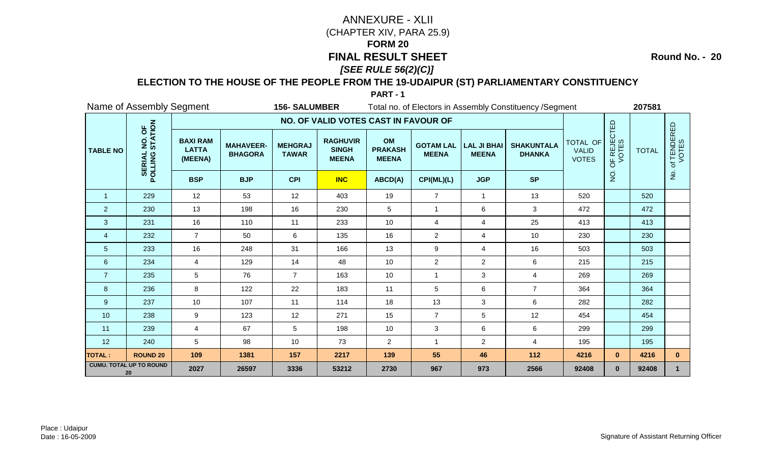# ANNEXURE - XLII

(CHAPTER XIV, PARA 25.9)

## FORM 20

## FINAL RESULT SHEET

*[SEE RULE 56(2)(C)]*

**Round No. - 20**

### ELECTION TO THE HOUSE OF THE PEOPLE FROM THE 19-UDAIPUR (ST) PARLIAMENTARY CONSTITUENCY

**PART - 1**

Name of Assembly Segment **156- SALUMBER** Total no. of Electors in Assembly Constituency /Segment **207581**

| TABLE NO | SERIAL NO. OF POLLING STATION | NO. OF VALID VOTES CAST IN FAVOUR OF | | | | | | | | TOTAL OF VALID VOTES | NO. OF REJECTED VOTES | TOTAL | No. of TENDERED VOTES |
|---|---|---|---|---|---|---|---|---|---|---|---|---|---|
| | | BAXI RAM LATTA (MEENA) | MAHAVEER-BHAGORA | MEHGRAJ TAWAR | RAGHUVIR SINGH MEENA | OM PRAKASH MEENA | GOTAM LAL MEENA | LAL JI BHAI MEENA | SHAKUNTALA DHANKA | | | | |
| | | BSP | BJP | CPI | INC | ABCD(A) | CPI(ML)(L) | JGP | SP | | | | |
| 1 | 229 | 12 | 53 | 12 | 403 | 19 | 7 | 1 | 13 | 520 | | 520 | |
| 2 | 230 | 13 | 198 | 16 | 230 | 5 | 1 | 6 | 3 | 472 | | 472 | |
| 3 | 231 | 16 | 110 | 11 | 233 | 10 | 4 | 4 | 25 | 413 | | 413 | |
| 4 | 232 | 7 | 50 | 6 | 135 | 16 | 2 | 4 | 10 | 230 | | 230 | |
| 5 | 233 | 16 | 248 | 31 | 166 | 13 | 9 | 4 | 16 | 503 | | 503 | |
| 6 | 234 | 4 | 129 | 14 | 48 | 10 | 2 | 2 | 6 | 215 | | 215 | |
| 7 | 235 | 5 | 76 | 7 | 163 | 10 | 1 | 3 | 4 | 269 | | 269 | |
| 8 | 236 | 8 | 122 | 22 | 183 | 11 | 5 | 6 | 7 | 364 | | 364 | |
| 9 | 237 | 10 | 107 | 11 | 114 | 18 | 13 | 3 | 6 | 282 | | 282 | |
| 10 | 238 | 9 | 123 | 12 | 271 | 15 | 7 | 5 | 12 | 454 | | 454 | |
| 11 | 239 | 4 | 67 | 5 | 198 | 10 | 3 | 6 | 6 | 299 | | 299 | |
| 12 | 240 | 5 | 98 | 10 | 73 | 2 | 1 | 2 | 4 | 195 | | 195 | |
| **TOTAL :** | **ROUND 20** | **109** | **1381** | **157** | **2217** | **139** | **55** | **46** | **112** | **4216** | **0** | **4216** | **0** |
| **CUMU. TOTAL UP TO ROUND 20** | | **2027** | **26597** | **3336** | **53212** | **2730** | **967** | **973** | **2566** | **92408** | **0** | **92408** | **1** |

Place : Udaipur
Date : 16-05-2009

Signature of Assistant Returning Officer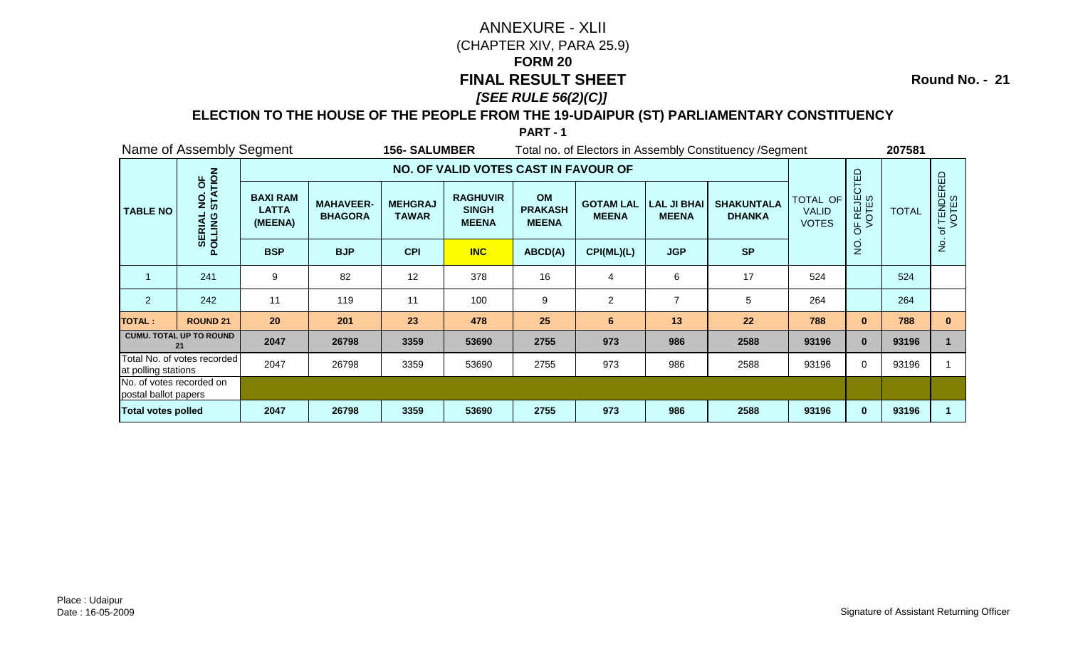# ANNEXURE - XLII

(CHAPTER XIV, PARA 25.9)

**FORM 20**

## FINAL RESULT SHEET

***[SEE RULE 56(2)(C)]***

**Round No. - 21**

### ELECTION TO THE HOUSE OF THE PEOPLE FROM THE 19-UDAIPUR (ST) PARLIAMENTARY CONSTITUENCY

**PART - 1**

Name of Assembly Segment **156- SALUMBER** Total no. of Electors in Assembly Constituency /Segment **207581**

| TABLE NO | SERIAL NO. OF POLLING STATION | NO. OF VALID VOTES CAST IN FAVOUR OF | | | | | | | | TOTAL OF VALID VOTES | NO. OF REJECTED VOTES | TOTAL | No. of TENDERED VOTES |
|---|---|---|---|---|---|---|---|---|---|---|---|---|---|
| | | BAXI RAM LATTA (MEENA) | MAHAVEER-BHAGORA | MEHGRAJ TAWAR | RAGHUVIR SINGH MEENA | OM PRAKASH MEENA | GOTAM LAL MEENA | LAL JI BHAI MEENA | SHAKUNTALA DHANKA | | | | |
| | | BSP | BJP | CPI | INC | ABCD(A) | CPI(ML)(L) | JGP | SP | | | | |
| 1 | 241 | 9 | 82 | 12 | 378 | 16 | 4 | 6 | 17 | 524 | | 524 | |
| 2 | 242 | 11 | 119 | 11 | 100 | 9 | 2 | 7 | 5 | 264 | | 264 | |
| **TOTAL :** | **ROUND 21** | **20** | **201** | **23** | **478** | **25** | **6** | **13** | **22** | **788** | **0** | **788** | **0** |
| **CUMU. TOTAL UP TO ROUND 21** | | **2047** | **26798** | **3359** | **53690** | **2755** | **973** | **986** | **2588** | **93196** | **0** | **93196** | **1** |
| Total No. of votes recorded at polling stations | | 2047 | 26798 | 3359 | 53690 | 2755 | 973 | 986 | 2588 | 93196 | 0 | 93196 | 1 |
| No. of votes recorded on postal ballot papers | | | | | | | | | | | | | |
| **Total votes polled** | | **2047** | **26798** | **3359** | **53690** | **2755** | **973** | **986** | **2588** | **93196** | **0** | **93196** | **1** |

Place : Udaipur

Date : 16-05-2009

Signature of Assistant Returning Officer